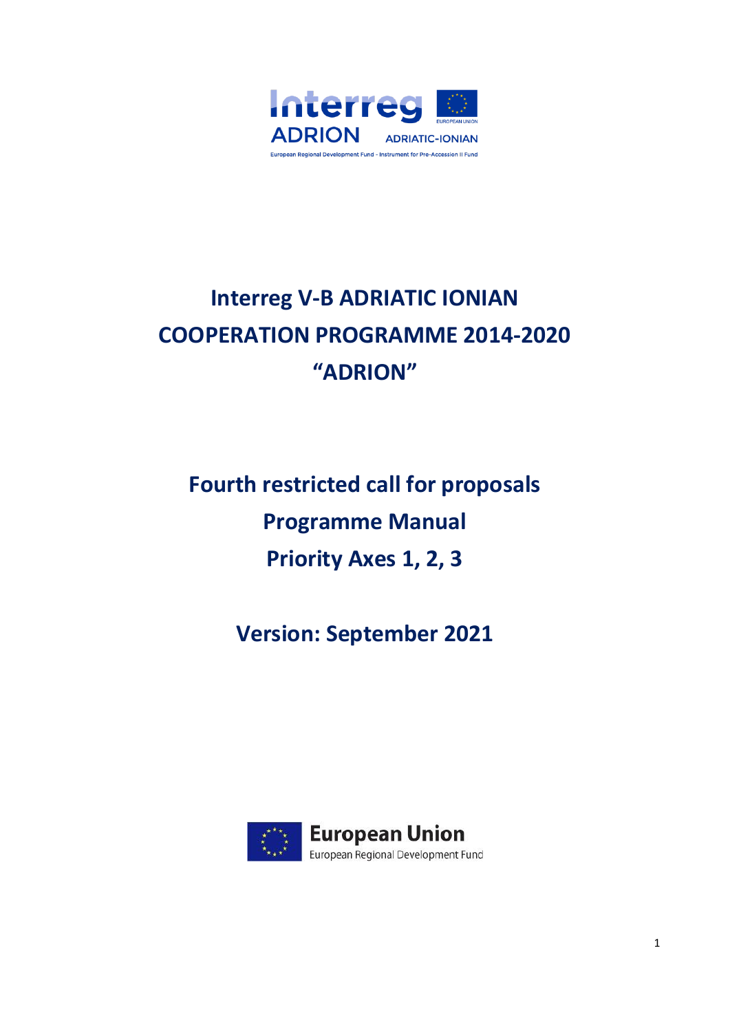# Interreg V-B ADRIATIC IONIAN COOPERATION PROGRAMME 2014-2020 "ADRION"

## Fourth restricted call for proposals

## Programme Manual

## Priority Axes 1, 2, 3

### Version: September 2021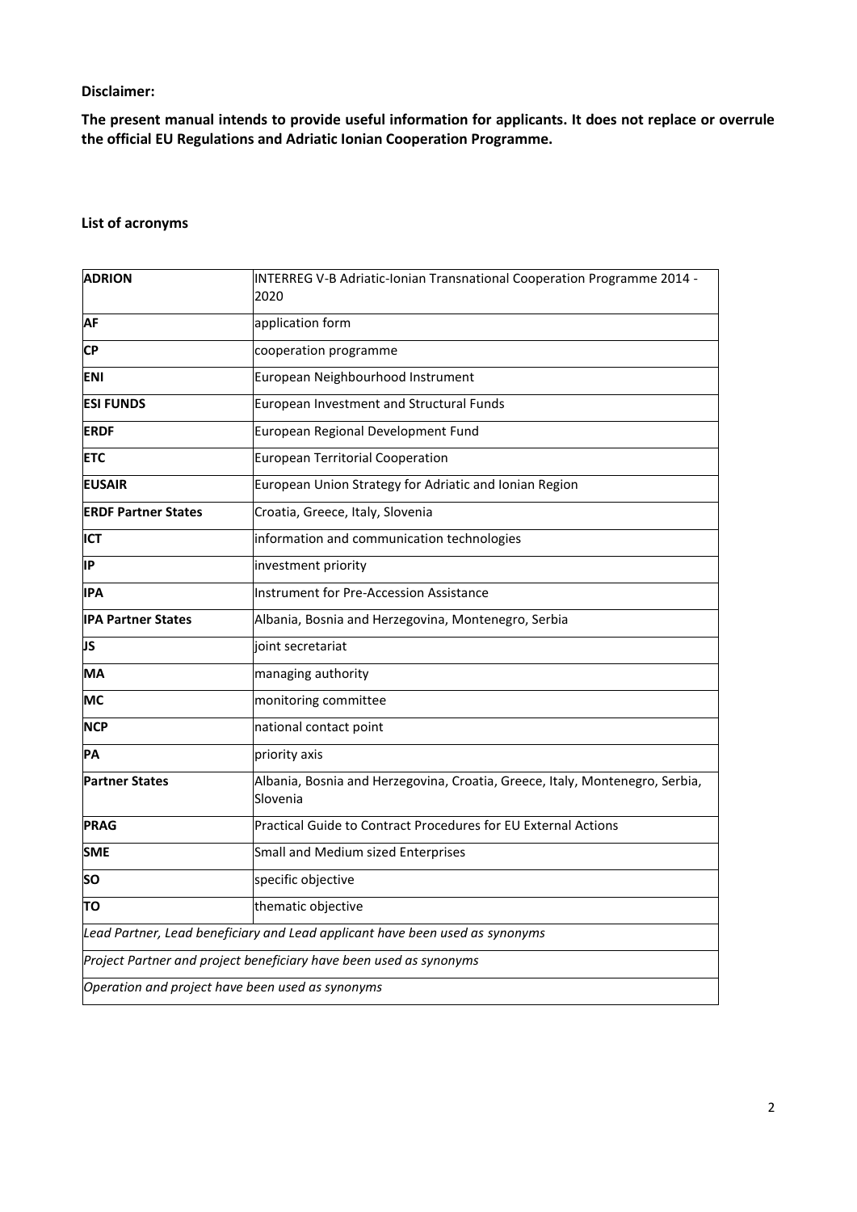**Disclaimer:**

**The present manual intends to provide useful information for applicants. It does not replace or overrule the official EU Regulations and Adriatic Ionian Cooperation Programme.**

**List of acronyms**

| | |
|---|---|
| **ADRION** | INTERREG V-B Adriatic-Ionian Transnational Cooperation Programme 2014 - 2020 |
| **AF** | application form |
| **CP** | cooperation programme |
| **ENI** | European Neighbourhood Instrument |
| **ESI FUNDS** | European Investment and Structural Funds |
| **ERDF** | European Regional Development Fund |
| **ETC** | European Territorial Cooperation |
| **EUSAIR** | European Union Strategy for Adriatic and Ionian Region |
| **ERDF Partner States** | Croatia, Greece, Italy, Slovenia |
| **ICT** | information and communication technologies |
| **IP** | investment priority |
| **IPA** | Instrument for Pre-Accession Assistance |
| **IPA Partner States** | Albania, Bosnia and Herzegovina, Montenegro, Serbia |
| **JS** | joint secretariat |
| **MA** | managing authority |
| **MC** | monitoring committee |
| **NCP** | national contact point |
| **PA** | priority axis |
| **Partner States** | Albania, Bosnia and Herzegovina, Croatia, Greece, Italy, Montenegro, Serbia, Slovenia |
| **PRAG** | Practical Guide to Contract Procedures for EU External Actions |
| **SME** | Small and Medium sized Enterprises |
| **SO** | specific objective |
| **TO** | thematic objective |
| *Lead Partner, Lead beneficiary and Lead applicant have been used as synonyms* | |
| *Project Partner and project beneficiary have been used as synonyms* | |
| *Operation and project have been used as synonyms* | |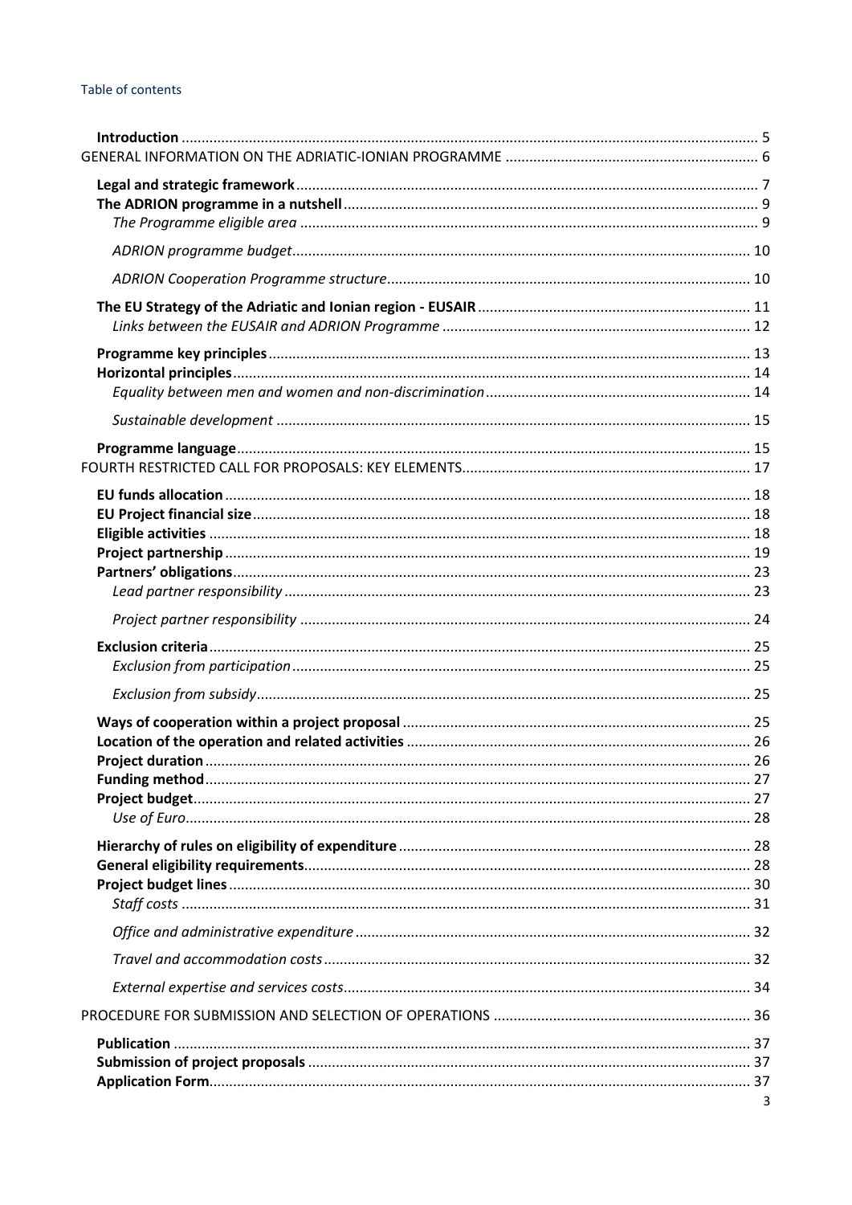Table of contents

**Introduction** ........ 5

GENERAL INFORMATION ON THE ADRIATIC-IONIAN PROGRAMME ........ 6

**Legal and strategic framework** ........ 7

**The ADRION programme in a nutshell** ........ 9

*The Programme eligible area* ........ 9

*ADRION programme budget* ........ 10

*ADRION Cooperation Programme structure* ........ 10

**The EU Strategy of the Adriatic and Ionian region - EUSAIR** ........ 11

*Links between the EUSAIR and ADRION Programme* ........ 12

**Programme key principles** ........ 13

**Horizontal principles** ........ 14

*Equality between men and women and non-discrimination* ........ 14

*Sustainable development* ........ 15

**Programme language** ........ 15

FOURTH RESTRICTED CALL FOR PROPOSALS: KEY ELEMENTS ........ 17

**EU funds allocation** ........ 18

**EU Project financial size** ........ 18

**Eligible activities** ........ 18

**Project partnership** ........ 19

**Partners' obligations** ........ 23

*Lead partner responsibility* ........ 23

*Project partner responsibility* ........ 24

**Exclusion criteria** ........ 25

*Exclusion from participation* ........ 25

*Exclusion from subsidy* ........ 25

**Ways of cooperation within a project proposal** ........ 25

**Location of the operation and related activities** ........ 26

**Project duration** ........ 26

**Funding method** ........ 27

**Project budget** ........ 27

*Use of Euro* ........ 28

**Hierarchy of rules on eligibility of expenditure** ........ 28

**General eligibility requirements** ........ 28

**Project budget lines** ........ 30

*Staff costs* ........ 31

*Office and administrative expenditure* ........ 32

*Travel and accommodation costs* ........ 32

*External expertise and services costs* ........ 34

PROCEDURE FOR SUBMISSION AND SELECTION OF OPERATIONS ........ 36

**Publication** ........ 37

**Submission of project proposals** ........ 37

**Application Form** ........ 37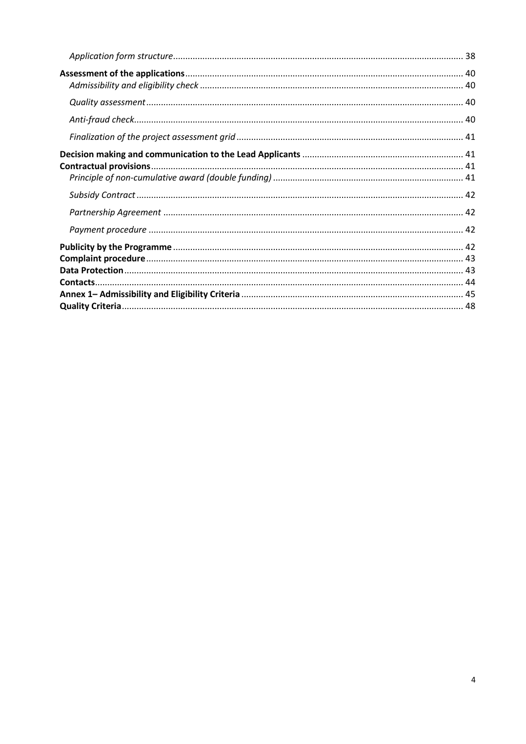*Application form structure* ..... 38

**Assessment of the applications** ..... 40

*Admissibility and eligibility check* ..... 40

*Quality assessment* ..... 40

*Anti-fraud check* ..... 40

*Finalization of the project assessment grid* ..... 41

**Decision making and communication to the Lead Applicants** ..... 41

**Contractual provisions** ..... 41

*Principle of non-cumulative award (double funding)* ..... 41

*Subsidy Contract* ..... 42

*Partnership Agreement* ..... 42

*Payment procedure* ..... 42

**Publicity by the Programme** ..... 42

**Complaint procedure** ..... 43

**Data Protection** ..... 43

**Contacts** ..... 44

**Annex 1– Admissibility and Eligibility Criteria** ..... 45

**Quality Criteria** ..... 48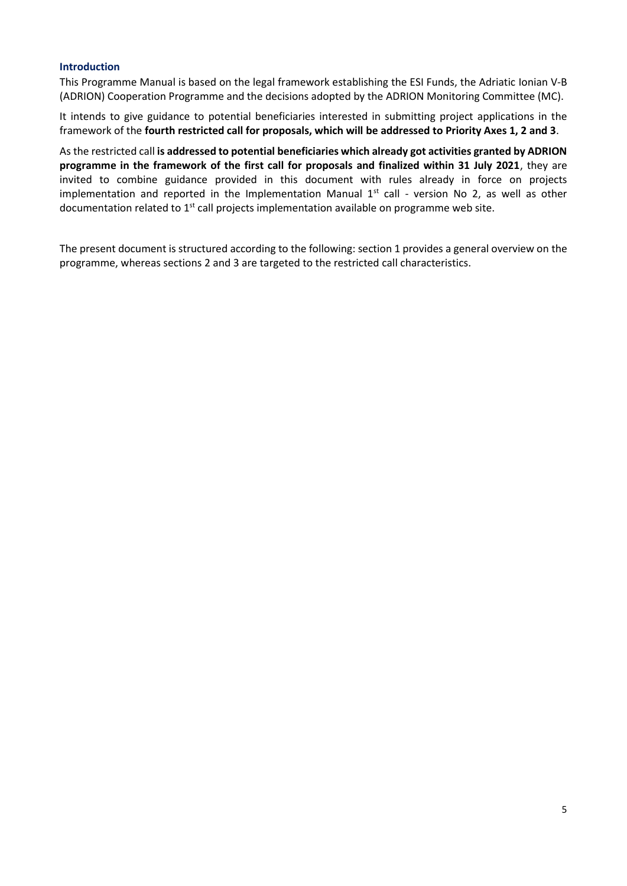## Introduction

This Programme Manual is based on the legal framework establishing the ESI Funds, the Adriatic Ionian V-B (ADRION) Cooperation Programme and the decisions adopted by the ADRION Monitoring Committee (MC).

It intends to give guidance to potential beneficiaries interested in submitting project applications in the framework of the **fourth restricted call for proposals, which will be addressed to Priority Axes 1, 2 and 3**.

As the restricted call **is addressed to potential beneficiaries which already got activities granted by ADRION programme in the framework of the first call for proposals and finalized within 31 July 2021**, they are invited to combine guidance provided in this document with rules already in force on projects implementation and reported in the Implementation Manual 1st call - version No 2, as well as other documentation related to 1st call projects implementation available on programme web site.

The present document is structured according to the following: section 1 provides a general overview on the programme, whereas sections 2 and 3 are targeted to the restricted call characteristics.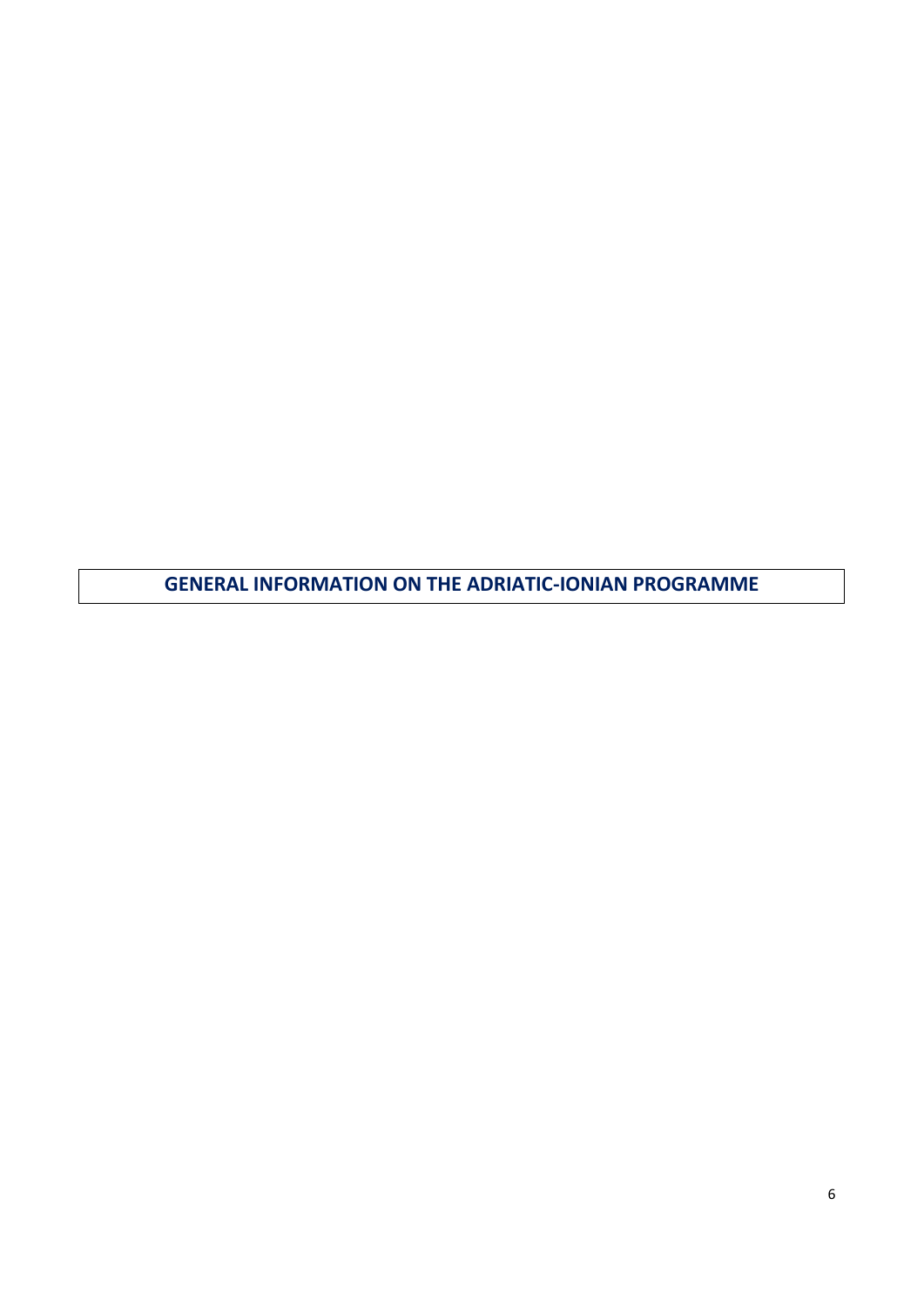# GENERAL INFORMATION ON THE ADRIATIC-IONIAN PROGRAMME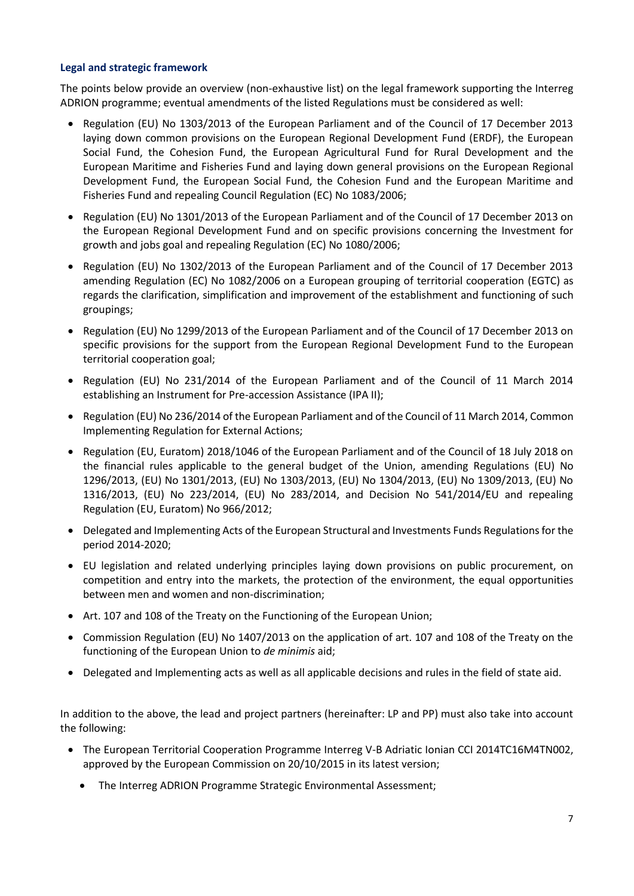### Legal and strategic framework

The points below provide an overview (non-exhaustive list) on the legal framework supporting the Interreg ADRION programme; eventual amendments of the listed Regulations must be considered as well:

- Regulation (EU) No 1303/2013 of the European Parliament and of the Council of 17 December 2013 laying down common provisions on the European Regional Development Fund (ERDF), the European Social Fund, the Cohesion Fund, the European Agricultural Fund for Rural Development and the European Maritime and Fisheries Fund and laying down general provisions on the European Regional Development Fund, the European Social Fund, the Cohesion Fund and the European Maritime and Fisheries Fund and repealing Council Regulation (EC) No 1083/2006;
- Regulation (EU) No 1301/2013 of the European Parliament and of the Council of 17 December 2013 on the European Regional Development Fund and on specific provisions concerning the Investment for growth and jobs goal and repealing Regulation (EC) No 1080/2006;
- Regulation (EU) No 1302/2013 of the European Parliament and of the Council of 17 December 2013 amending Regulation (EC) No 1082/2006 on a European grouping of territorial cooperation (EGTC) as regards the clarification, simplification and improvement of the establishment and functioning of such groupings;
- Regulation (EU) No 1299/2013 of the European Parliament and of the Council of 17 December 2013 on specific provisions for the support from the European Regional Development Fund to the European territorial cooperation goal;
- Regulation (EU) No 231/2014 of the European Parliament and of the Council of 11 March 2014 establishing an Instrument for Pre-accession Assistance (IPA II);
- Regulation (EU) No 236/2014 of the European Parliament and of the Council of 11 March 2014, Common Implementing Regulation for External Actions;
- Regulation (EU, Euratom) 2018/1046 of the European Parliament and of the Council of 18 July 2018 on the financial rules applicable to the general budget of the Union, amending Regulations (EU) No 1296/2013, (EU) No 1301/2013, (EU) No 1303/2013, (EU) No 1304/2013, (EU) No 1309/2013, (EU) No 1316/2013, (EU) No 223/2014, (EU) No 283/2014, and Decision No 541/2014/EU and repealing Regulation (EU, Euratom) No 966/2012;
- Delegated and Implementing Acts of the European Structural and Investments Funds Regulations for the period 2014-2020;
- EU legislation and related underlying principles laying down provisions on public procurement, on competition and entry into the markets, the protection of the environment, the equal opportunities between men and women and non-discrimination;
- Art. 107 and 108 of the Treaty on the Functioning of the European Union;
- Commission Regulation (EU) No 1407/2013 on the application of art. 107 and 108 of the Treaty on the functioning of the European Union to *de minimis* aid;
- Delegated and Implementing acts as well as all applicable decisions and rules in the field of state aid.

In addition to the above, the lead and project partners (hereinafter: LP and PP) must also take into account the following:

- The European Territorial Cooperation Programme Interreg V-B Adriatic Ionian CCI 2014TC16M4TN002, approved by the European Commission on 20/10/2015 in its latest version;
  - The Interreg ADRION Programme Strategic Environmental Assessment;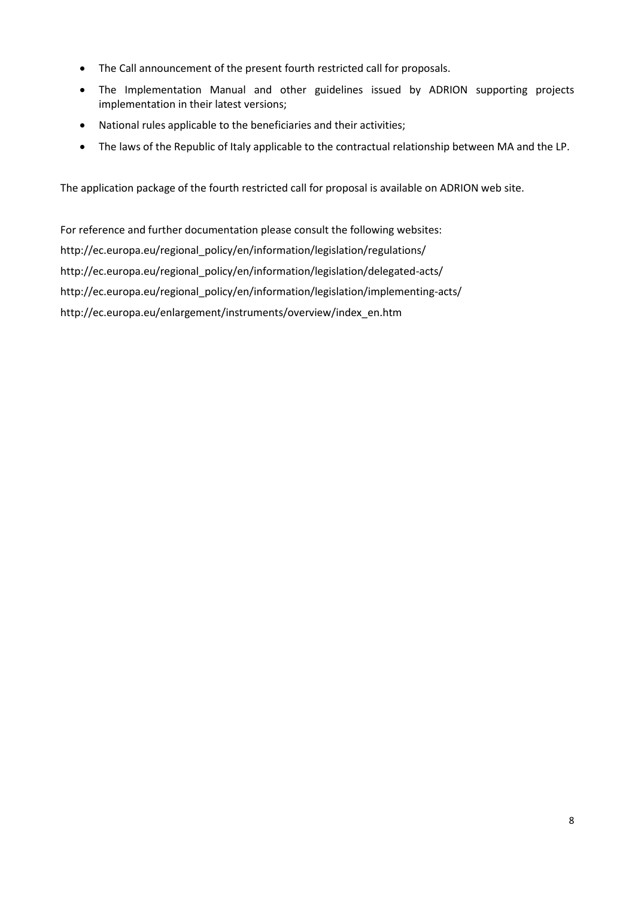- The Call announcement of the present fourth restricted call for proposals.
- The Implementation Manual and other guidelines issued by ADRION supporting projects implementation in their latest versions;
- National rules applicable to the beneficiaries and their activities;
- The laws of the Republic of Italy applicable to the contractual relationship between MA and the LP.

The application package of the fourth restricted call for proposal is available on ADRION web site.

For reference and further documentation please consult the following websites:

http://ec.europa.eu/regional_policy/en/information/legislation/regulations/

http://ec.europa.eu/regional_policy/en/information/legislation/delegated-acts/

http://ec.europa.eu/regional_policy/en/information/legislation/implementing-acts/

http://ec.europa.eu/enlargement/instruments/overview/index_en.htm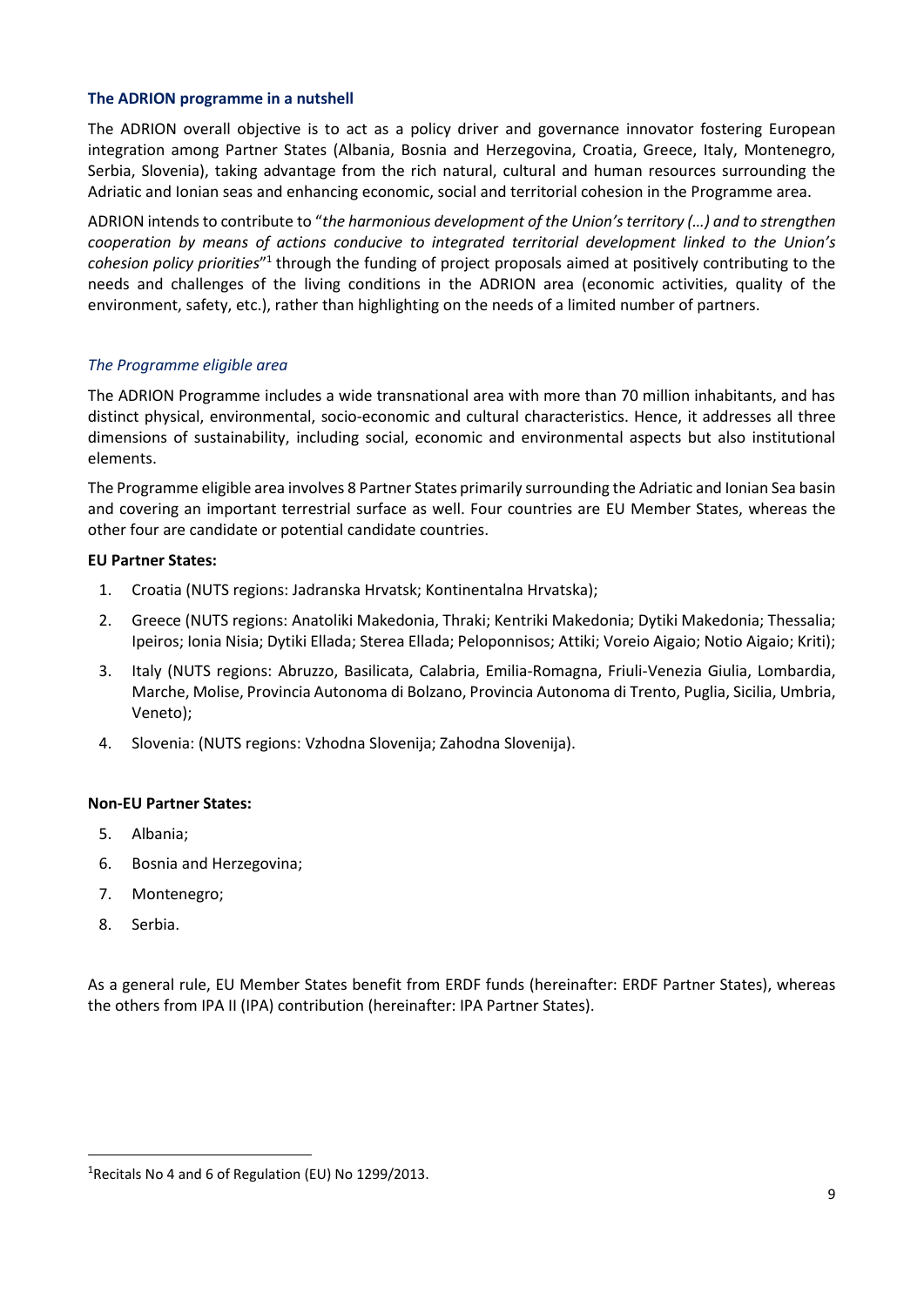## The ADRION programme in a nutshell

The ADRION overall objective is to act as a policy driver and governance innovator fostering European integration among Partner States (Albania, Bosnia and Herzegovina, Croatia, Greece, Italy, Montenegro, Serbia, Slovenia), taking advantage from the rich natural, cultural and human resources surrounding the Adriatic and Ionian seas and enhancing economic, social and territorial cohesion in the Programme area.

ADRION intends to contribute to "*the harmonious development of the Union's territory (…) and to strengthen cooperation by means of actions conducive to integrated territorial development linked to the Union's cohesion policy priorities*"[1] through the funding of project proposals aimed at positively contributing to the needs and challenges of the living conditions in the ADRION area (economic activities, quality of the environment, safety, etc.), rather than highlighting on the needs of a limited number of partners.

### *The Programme eligible area*

The ADRION Programme includes a wide transnational area with more than 70 million inhabitants, and has distinct physical, environmental, socio-economic and cultural characteristics. Hence, it addresses all three dimensions of sustainability, including social, economic and environmental aspects but also institutional elements.

The Programme eligible area involves 8 Partner States primarily surrounding the Adriatic and Ionian Sea basin and covering an important terrestrial surface as well. Four countries are EU Member States, whereas the other four are candidate or potential candidate countries.

**EU Partner States:**

1. Croatia (NUTS regions: Jadranska Hrvatsk; Kontinentalna Hrvatska);
2. Greece (NUTS regions: Anatoliki Makedonia, Thraki; Kentriki Makedonia; Dytiki Makedonia; Thessalia; Ipeiros; Ionia Nisia; Dytiki Ellada; Sterea Ellada; Peloponnisos; Attiki; Voreio Aigaio; Notio Aigaio; Kriti);
3. Italy (NUTS regions: Abruzzo, Basilicata, Calabria, Emilia-Romagna, Friuli-Venezia Giulia, Lombardia, Marche, Molise, Provincia Autonoma di Bolzano, Provincia Autonoma di Trento, Puglia, Sicilia, Umbria, Veneto);
4. Slovenia: (NUTS regions: Vzhodna Slovenija; Zahodna Slovenija).

**Non-EU Partner States:**

5. Albania;
6. Bosnia and Herzegovina;
7. Montenegro;
8. Serbia.

As a general rule, EU Member States benefit from ERDF funds (hereinafter: ERDF Partner States), whereas the others from IPA II (IPA) contribution (hereinafter: IPA Partner States).

---

[1] Recitals No 4 and 6 of Regulation (EU) No 1299/2013.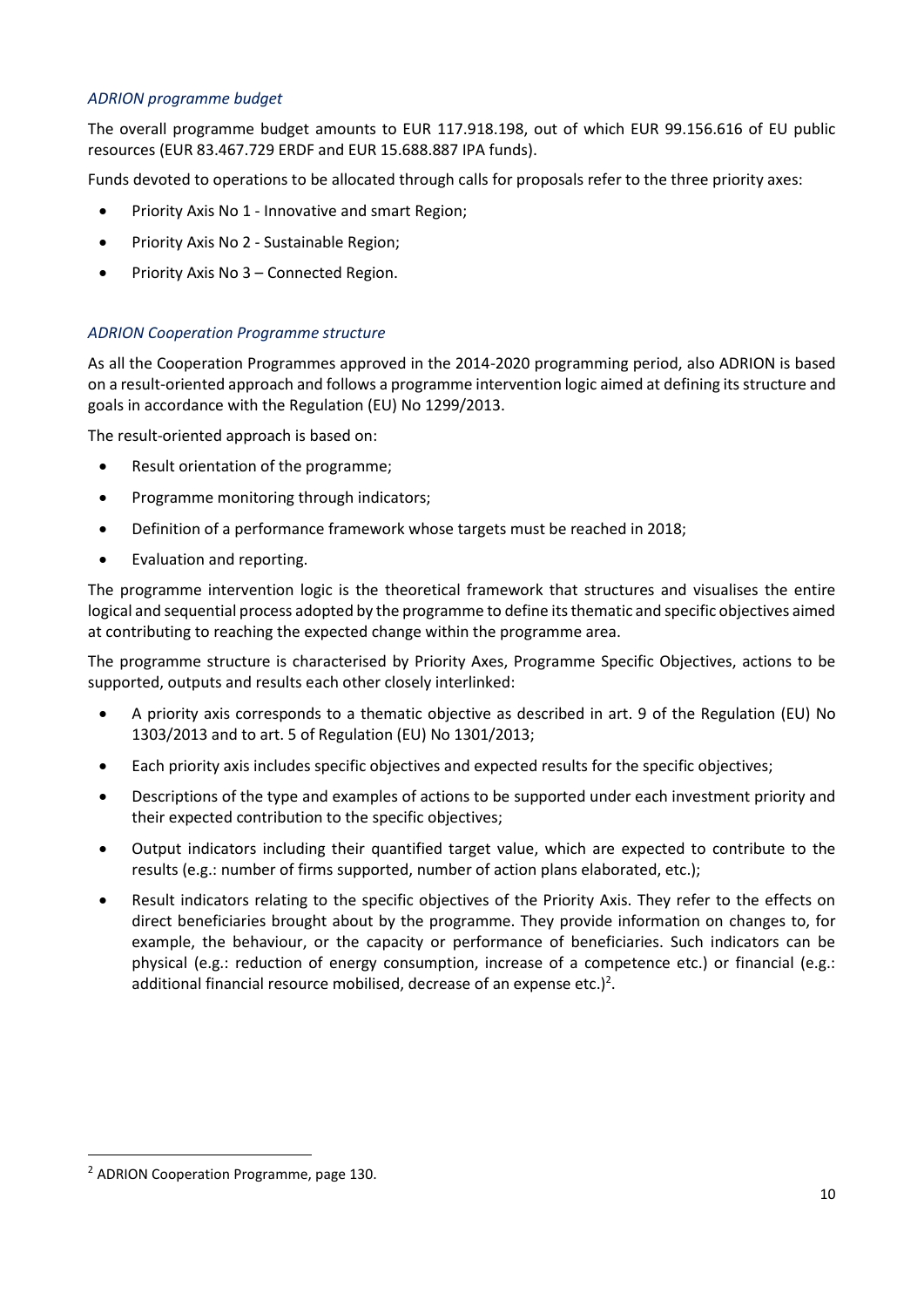### *ADRION programme budget*

The overall programme budget amounts to EUR 117.918.198, out of which EUR 99.156.616 of EU public resources (EUR 83.467.729 ERDF and EUR 15.688.887 IPA funds).

Funds devoted to operations to be allocated through calls for proposals refer to the three priority axes:

- Priority Axis No 1 - Innovative and smart Region;
- Priority Axis No 2 - Sustainable Region;
- Priority Axis No 3 – Connected Region.

### *ADRION Cooperation Programme structure*

As all the Cooperation Programmes approved in the 2014-2020 programming period, also ADRION is based on a result-oriented approach and follows a programme intervention logic aimed at defining its structure and goals in accordance with the Regulation (EU) No 1299/2013.

The result-oriented approach is based on:

- Result orientation of the programme;
- Programme monitoring through indicators;
- Definition of a performance framework whose targets must be reached in 2018;
- Evaluation and reporting.

The programme intervention logic is the theoretical framework that structures and visualises the entire logical and sequential process adopted by the programme to define its thematic and specific objectives aimed at contributing to reaching the expected change within the programme area.

The programme structure is characterised by Priority Axes, Programme Specific Objectives, actions to be supported, outputs and results each other closely interlinked:

- A priority axis corresponds to a thematic objective as described in art. 9 of the Regulation (EU) No 1303/2013 and to art. 5 of Regulation (EU) No 1301/2013;
- Each priority axis includes specific objectives and expected results for the specific objectives;
- Descriptions of the type and examples of actions to be supported under each investment priority and their expected contribution to the specific objectives;
- Output indicators including their quantified target value, which are expected to contribute to the results (e.g.: number of firms supported, number of action plans elaborated, etc.);
- Result indicators relating to the specific objectives of the Priority Axis. They refer to the effects on direct beneficiaries brought about by the programme. They provide information on changes to, for example, the behaviour, or the capacity or performance of beneficiaries. Such indicators can be physical (e.g.: reduction of energy consumption, increase of a competence etc.) or financial (e.g.: additional financial resource mobilised, decrease of an expense etc.)[2].

---

[2] ADRION Cooperation Programme, page 130.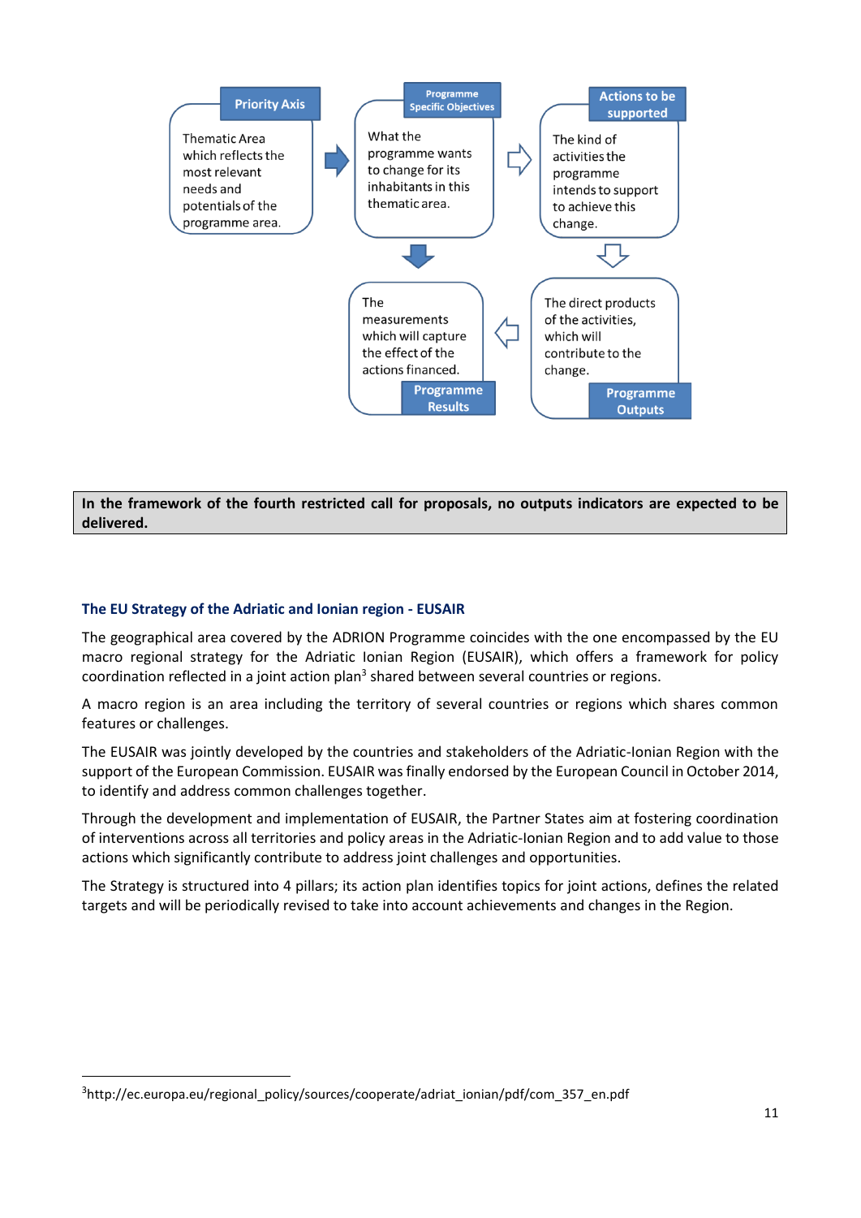**Priority Axis**

Thematic Area which reflects the most relevant needs and potentials of the programme area.

**Programme Specific Objectives**

What the programme wants to change for its inhabitants in this thematic area.

**Actions to be supported**

The kind of activities the programme intends to support to achieve this change.

**Programme Outputs**

The direct products of the activities, which will contribute to the change.

**Programme Results**

The measurements which will capture the effect of the actions financed.

**In the framework of the fourth restricted call for proposals, no outputs indicators are expected to be delivered.**

### The EU Strategy of the Adriatic and Ionian region - EUSAIR

The geographical area covered by the ADRION Programme coincides with the one encompassed by the EU macro regional strategy for the Adriatic Ionian Region (EUSAIR), which offers a framework for policy coordination reflected in a joint action plan[3] shared between several countries or regions.

A macro region is an area including the territory of several countries or regions which shares common features or challenges.

The EUSAIR was jointly developed by the countries and stakeholders of the Adriatic-Ionian Region with the support of the European Commission. EUSAIR was finally endorsed by the European Council in October 2014, to identify and address common challenges together.

Through the development and implementation of EUSAIR, the Partner States aim at fostering coordination of interventions across all territories and policy areas in the Adriatic-Ionian Region and to add value to those actions which significantly contribute to address joint challenges and opportunities.

The Strategy is structured into 4 pillars; its action plan identifies topics for joint actions, defines the related targets and will be periodically revised to take into account achievements and changes in the Region.

---

[3]http://ec.europa.eu/regional_policy/sources/cooperate/adriat_ionian/pdf/com_357_en.pdf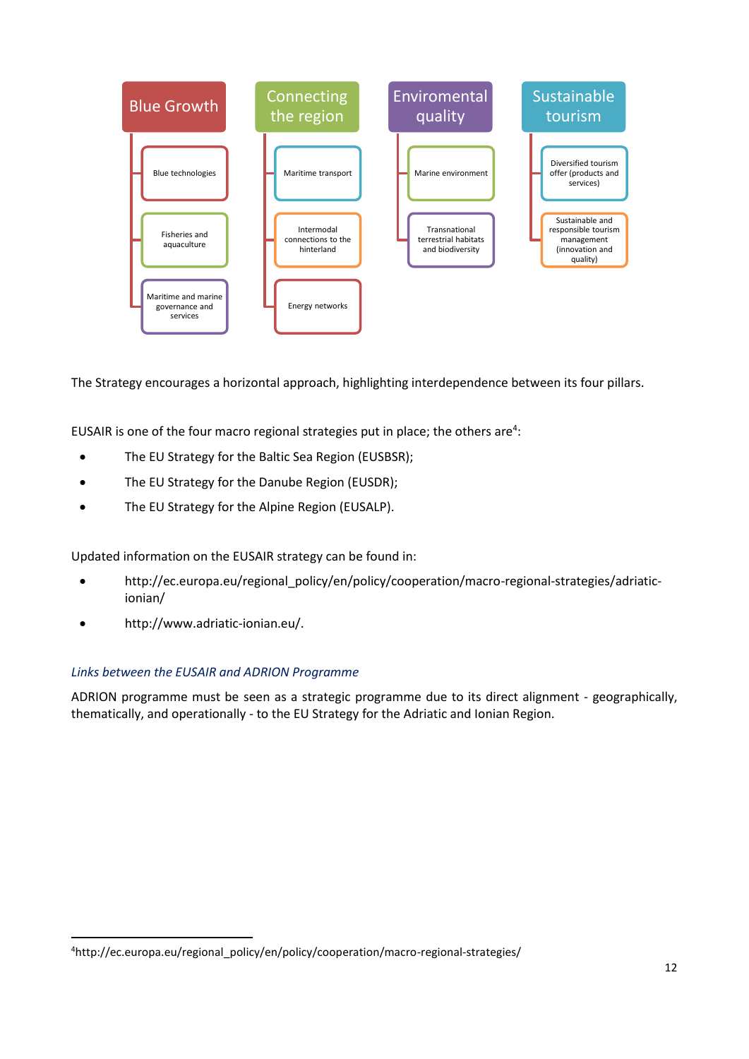**Blue Growth**
- Blue technologies
- Fisheries and aquaculture
- Maritime and marine governance and services

**Connecting the region**
- Maritime transport
- Intermodal connections to the hinterland
- Energy networks

**Enviromental quality**
- Marine environment
- Transnational terrestrial habitats and biodiversity

**Sustainable tourism**
- Diversified tourism offer (products and services)
- Sustainable and responsible tourism management (innovation and quality)

The Strategy encourages a horizontal approach, highlighting interdependence between its four pillars.

EUSAIR is one of the four macro regional strategies put in place; the others are[4]:

- The EU Strategy for the Baltic Sea Region (EUSBSR);
- The EU Strategy for the Danube Region (EUSDR);
- The EU Strategy for the Alpine Region (EUSALP).

Updated information on the EUSAIR strategy can be found in:

- http://ec.europa.eu/regional_policy/en/policy/cooperation/macro-regional-strategies/adriatic-ionian/
- http://www.adriatic-ionian.eu/.

### *Links between the EUSAIR and ADRION Programme*

ADRION programme must be seen as a strategic programme due to its direct alignment - geographically, thematically, and operationally - to the EU Strategy for the Adriatic and Ionian Region.

[4]http://ec.europa.eu/regional_policy/en/policy/cooperation/macro-regional-strategies/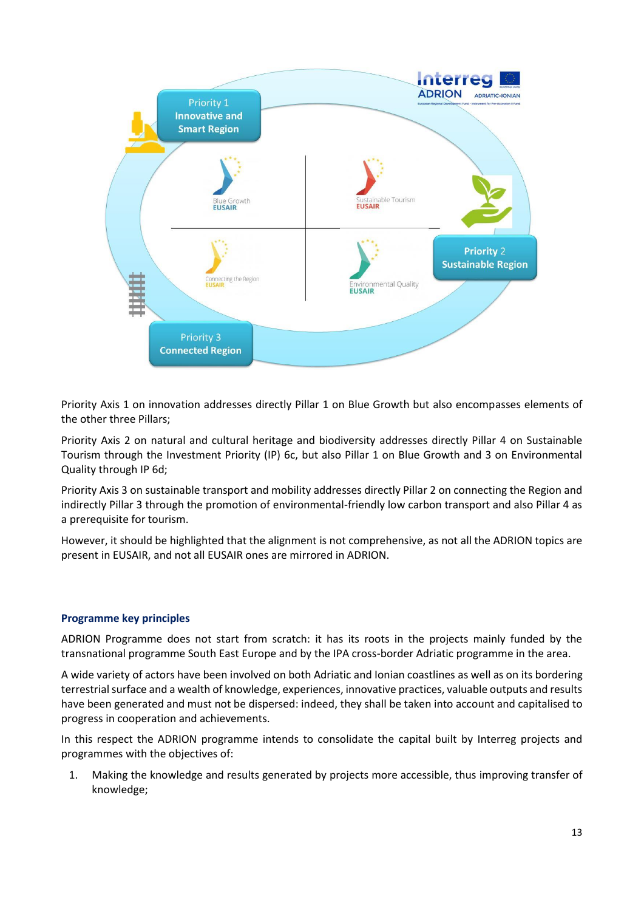Priority Axis 1 on innovation addresses directly Pillar 1 on Blue Growth but also encompasses elements of the other three Pillars;

Priority Axis 2 on natural and cultural heritage and biodiversity addresses directly Pillar 4 on Sustainable Tourism through the Investment Priority (IP) 6c, but also Pillar 1 on Blue Growth and 3 on Environmental Quality through IP 6d;

Priority Axis 3 on sustainable transport and mobility addresses directly Pillar 2 on connecting the Region and indirectly Pillar 3 through the promotion of environmental-friendly low carbon transport and also Pillar 4 as a prerequisite for tourism.

However, it should be highlighted that the alignment is not comprehensive, as not all the ADRION topics are present in EUSAIR, and not all EUSAIR ones are mirrored in ADRION.

### Programme key principles

ADRION Programme does not start from scratch: it has its roots in the projects mainly funded by the transnational programme South East Europe and by the IPA cross-border Adriatic programme in the area.

A wide variety of actors have been involved on both Adriatic and Ionian coastlines as well as on its bordering terrestrial surface and a wealth of knowledge, experiences, innovative practices, valuable outputs and results have been generated and must not be dispersed: indeed, they shall be taken into account and capitalised to progress in cooperation and achievements.

In this respect the ADRION programme intends to consolidate the capital built by Interreg projects and programmes with the objectives of:

1. Making the knowledge and results generated by projects more accessible, thus improving transfer of knowledge;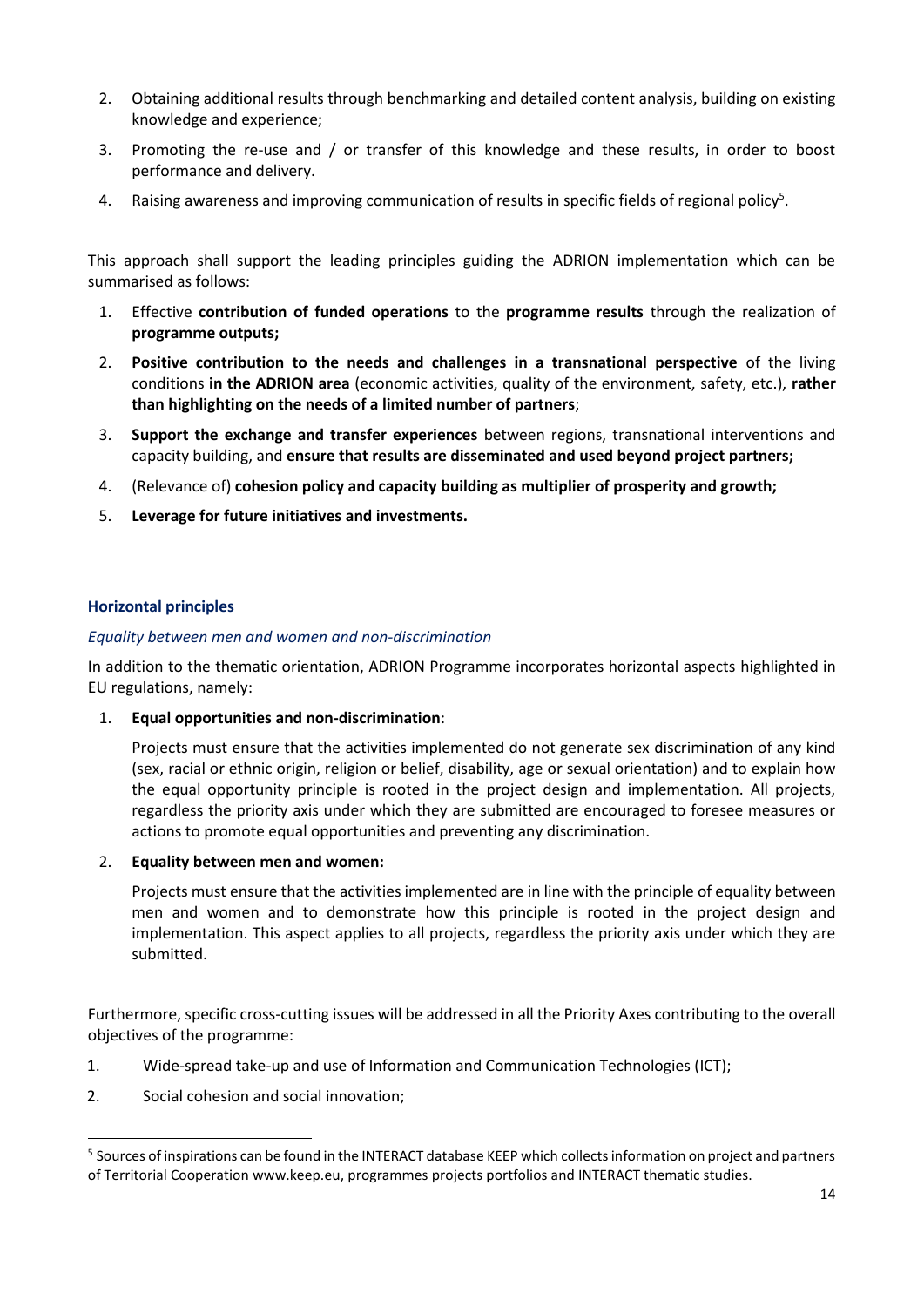2. Obtaining additional results through benchmarking and detailed content analysis, building on existing knowledge and experience;
3. Promoting the re-use and / or transfer of this knowledge and these results, in order to boost performance and delivery.
4. Raising awareness and improving communication of results in specific fields of regional policy[5].

This approach shall support the leading principles guiding the ADRION implementation which can be summarised as follows:

1. Effective **contribution of funded operations** to the **programme results** through the realization of **programme outputs;**
2. **Positive contribution to the needs and challenges in a transnational perspective** of the living conditions **in the ADRION area** (economic activities, quality of the environment, safety, etc.), **rather than highlighting on the needs of a limited number of partners**;
3. **Support the exchange and transfer experiences** between regions, transnational interventions and capacity building, and **ensure that results are disseminated and used beyond project partners;**
4. (Relevance of) **cohesion policy and capacity building as multiplier of prosperity and growth;**
5. **Leverage for future initiatives and investments.**

### Horizontal principles

*Equality between men and women and non-discrimination*

In addition to the thematic orientation, ADRION Programme incorporates horizontal aspects highlighted in EU regulations, namely:

1. **Equal opportunities and non-discrimination**:

   Projects must ensure that the activities implemented do not generate sex discrimination of any kind (sex, racial or ethnic origin, religion or belief, disability, age or sexual orientation) and to explain how the equal opportunity principle is rooted in the project design and implementation. All projects, regardless the priority axis under which they are submitted are encouraged to foresee measures or actions to promote equal opportunities and preventing any discrimination.

2. **Equality between men and women:**

   Projects must ensure that the activities implemented are in line with the principle of equality between men and women and to demonstrate how this principle is rooted in the project design and implementation. This aspect applies to all projects, regardless the priority axis under which they are submitted.

Furthermore, specific cross-cutting issues will be addressed in all the Priority Axes contributing to the overall objectives of the programme:

1. Wide-spread take-up and use of Information and Communication Technologies (ICT);
2. Social cohesion and social innovation;

[5] Sources of inspirations can be found in the INTERACT database KEEP which collects information on project and partners of Territorial Cooperation www.keep.eu, programmes projects portfolios and INTERACT thematic studies.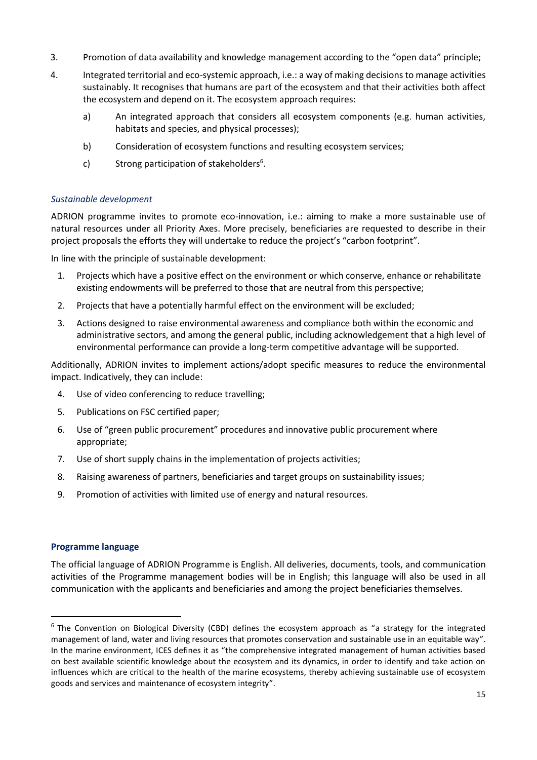3. Promotion of data availability and knowledge management according to the "open data" principle;
4. Integrated territorial and eco-systemic approach, i.e.: a way of making decisions to manage activities sustainably. It recognises that humans are part of the ecosystem and that their activities both affect the ecosystem and depend on it. The ecosystem approach requires:
   a) An integrated approach that considers all ecosystem components (e.g. human activities, habitats and species, and physical processes);
   b) Consideration of ecosystem functions and resulting ecosystem services;
   c) Strong participation of stakeholders[6].

*Sustainable development*

ADRION programme invites to promote eco-innovation, i.e.: aiming to make a more sustainable use of natural resources under all Priority Axes. More precisely, beneficiaries are requested to describe in their project proposals the efforts they will undertake to reduce the project's "carbon footprint".

In line with the principle of sustainable development:

1. Projects which have a positive effect on the environment or which conserve, enhance or rehabilitate existing endowments will be preferred to those that are neutral from this perspective;
2. Projects that have a potentially harmful effect on the environment will be excluded;
3. Actions designed to raise environmental awareness and compliance both within the economic and administrative sectors, and among the general public, including acknowledgement that a high level of environmental performance can provide a long-term competitive advantage will be supported.

Additionally, ADRION invites to implement actions/adopt specific measures to reduce the environmental impact. Indicatively, they can include:

4. Use of video conferencing to reduce travelling;
5. Publications on FSC certified paper;
6. Use of "green public procurement" procedures and innovative public procurement where appropriate;
7. Use of short supply chains in the implementation of projects activities;
8. Raising awareness of partners, beneficiaries and target groups on sustainability issues;
9. Promotion of activities with limited use of energy and natural resources.

**Programme language**

The official language of ADRION Programme is English. All deliveries, documents, tools, and communication activities of the Programme management bodies will be in English; this language will also be used in all communication with the applicants and beneficiaries and among the project beneficiaries themselves.

---

[6] The Convention on Biological Diversity (CBD) defines the ecosystem approach as "a strategy for the integrated management of land, water and living resources that promotes conservation and sustainable use in an equitable way". In the marine environment, ICES defines it as "the comprehensive integrated management of human activities based on best available scientific knowledge about the ecosystem and its dynamics, in order to identify and take action on influences which are critical to the health of the marine ecosystems, thereby achieving sustainable use of ecosystem goods and services and maintenance of ecosystem integrity".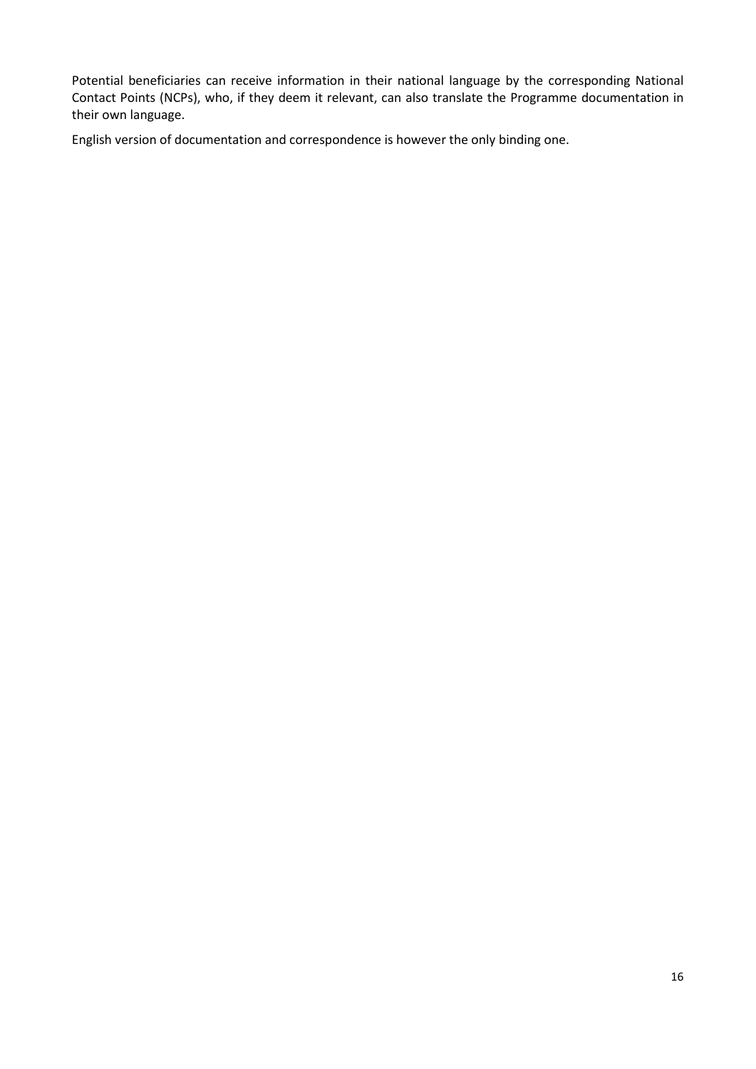Potential beneficiaries can receive information in their national language by the corresponding National Contact Points (NCPs), who, if they deem it relevant, can also translate the Programme documentation in their own language.

English version of documentation and correspondence is however the only binding one.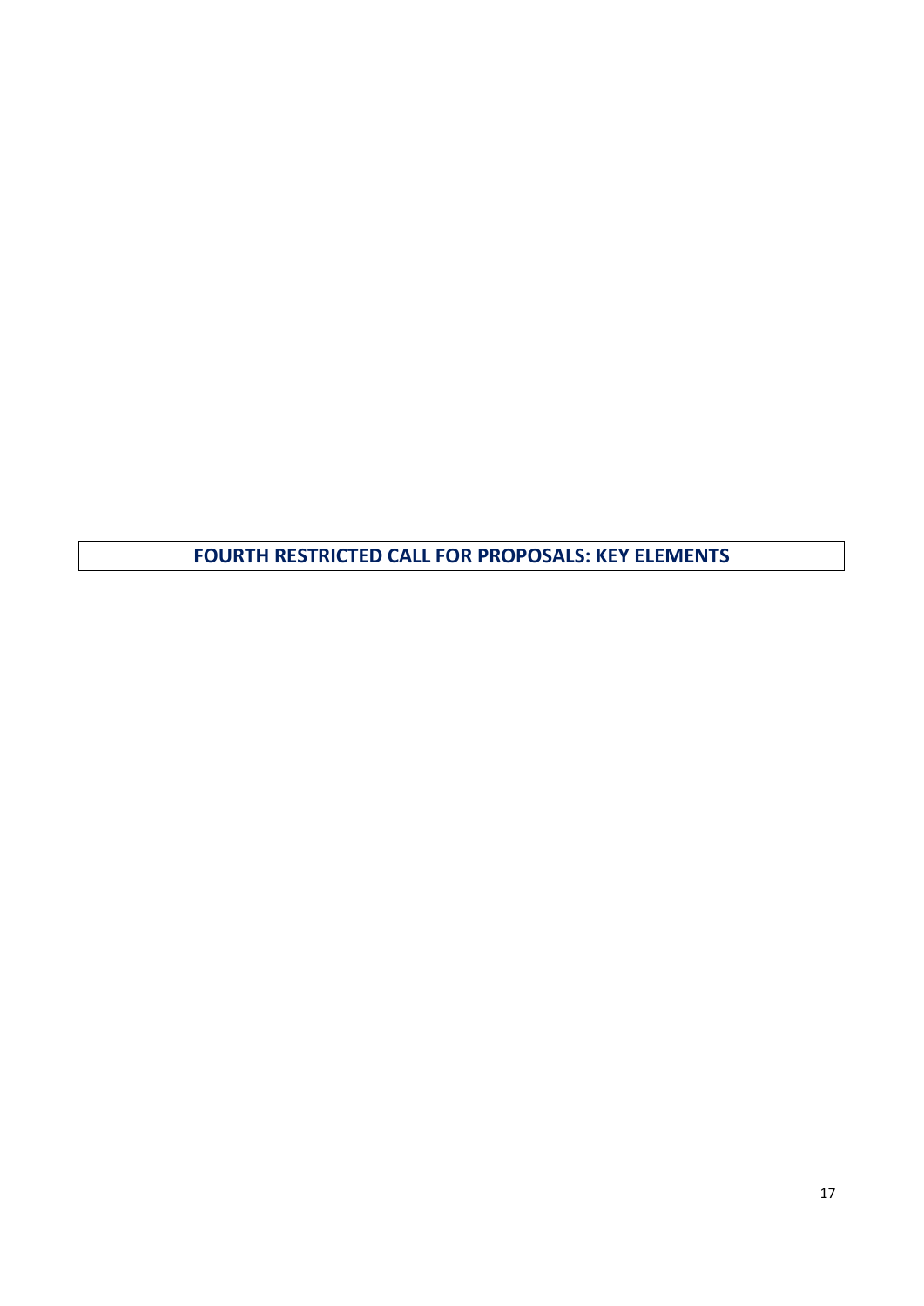# FOURTH RESTRICTED CALL FOR PROPOSALS: KEY ELEMENTS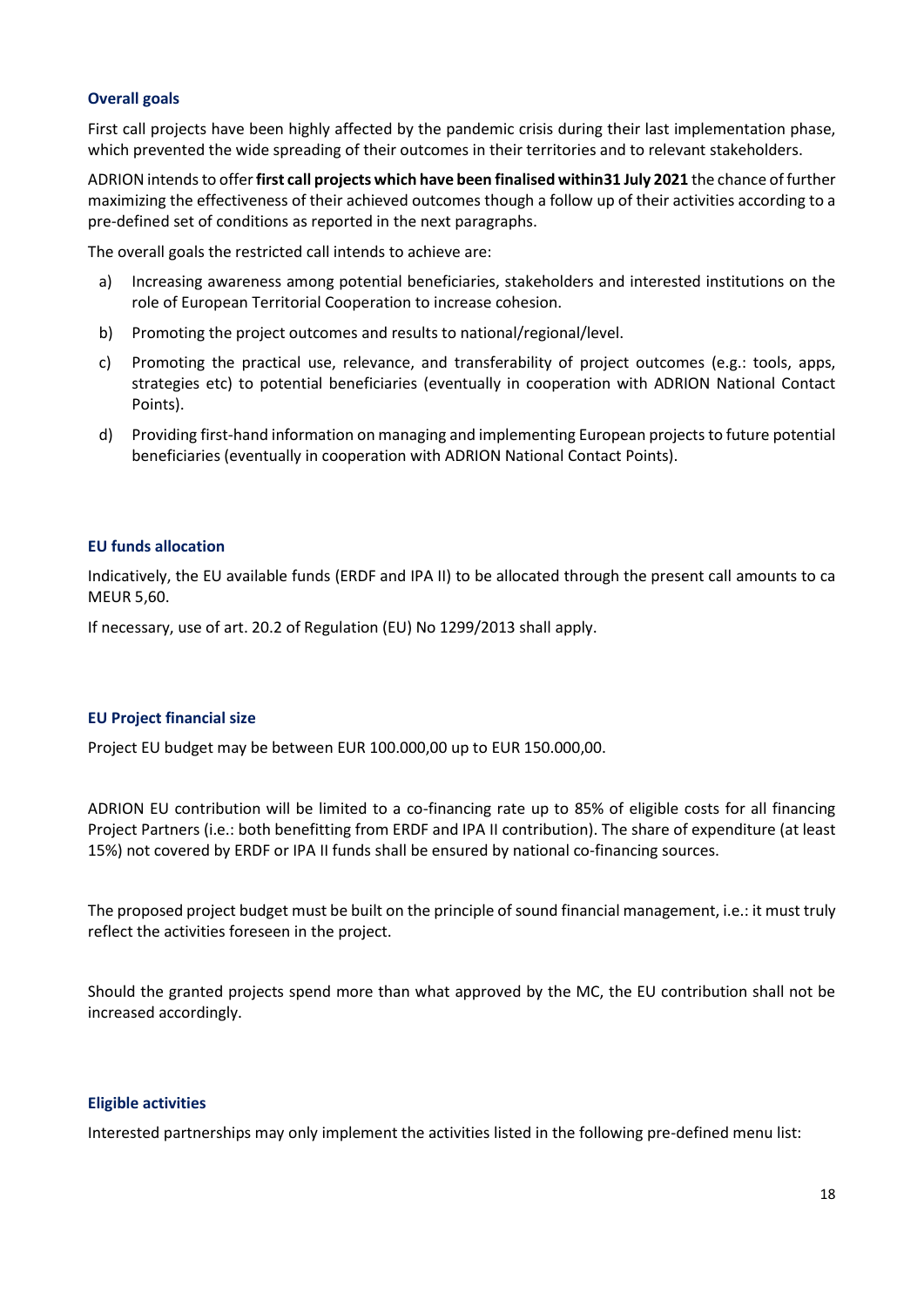### Overall goals

First call projects have been highly affected by the pandemic crisis during their last implementation phase, which prevented the wide spreading of their outcomes in their territories and to relevant stakeholders.

ADRION intends to offer **first call projects which have been finalised within31 July 2021** the chance of further maximizing the effectiveness of their achieved outcomes though a follow up of their activities according to a pre-defined set of conditions as reported in the next paragraphs.

The overall goals the restricted call intends to achieve are:

a) Increasing awareness among potential beneficiaries, stakeholders and interested institutions on the role of European Territorial Cooperation to increase cohesion.

b) Promoting the project outcomes and results to national/regional/level.

c) Promoting the practical use, relevance, and transferability of project outcomes (e.g.: tools, apps, strategies etc) to potential beneficiaries (eventually in cooperation with ADRION National Contact Points).

d) Providing first-hand information on managing and implementing European projects to future potential beneficiaries (eventually in cooperation with ADRION National Contact Points).

### EU funds allocation

Indicatively, the EU available funds (ERDF and IPA II) to be allocated through the present call amounts to ca MEUR 5,60.

If necessary, use of art. 20.2 of Regulation (EU) No 1299/2013 shall apply.

### EU Project financial size

Project EU budget may be between EUR 100.000,00 up to EUR 150.000,00.

ADRION EU contribution will be limited to a co-financing rate up to 85% of eligible costs for all financing Project Partners (i.e.: both benefitting from ERDF and IPA II contribution). The share of expenditure (at least 15%) not covered by ERDF or IPA II funds shall be ensured by national co-financing sources.

The proposed project budget must be built on the principle of sound financial management, i.e.: it must truly reflect the activities foreseen in the project.

Should the granted projects spend more than what approved by the MC, the EU contribution shall not be increased accordingly.

### Eligible activities

Interested partnerships may only implement the activities listed in the following pre-defined menu list: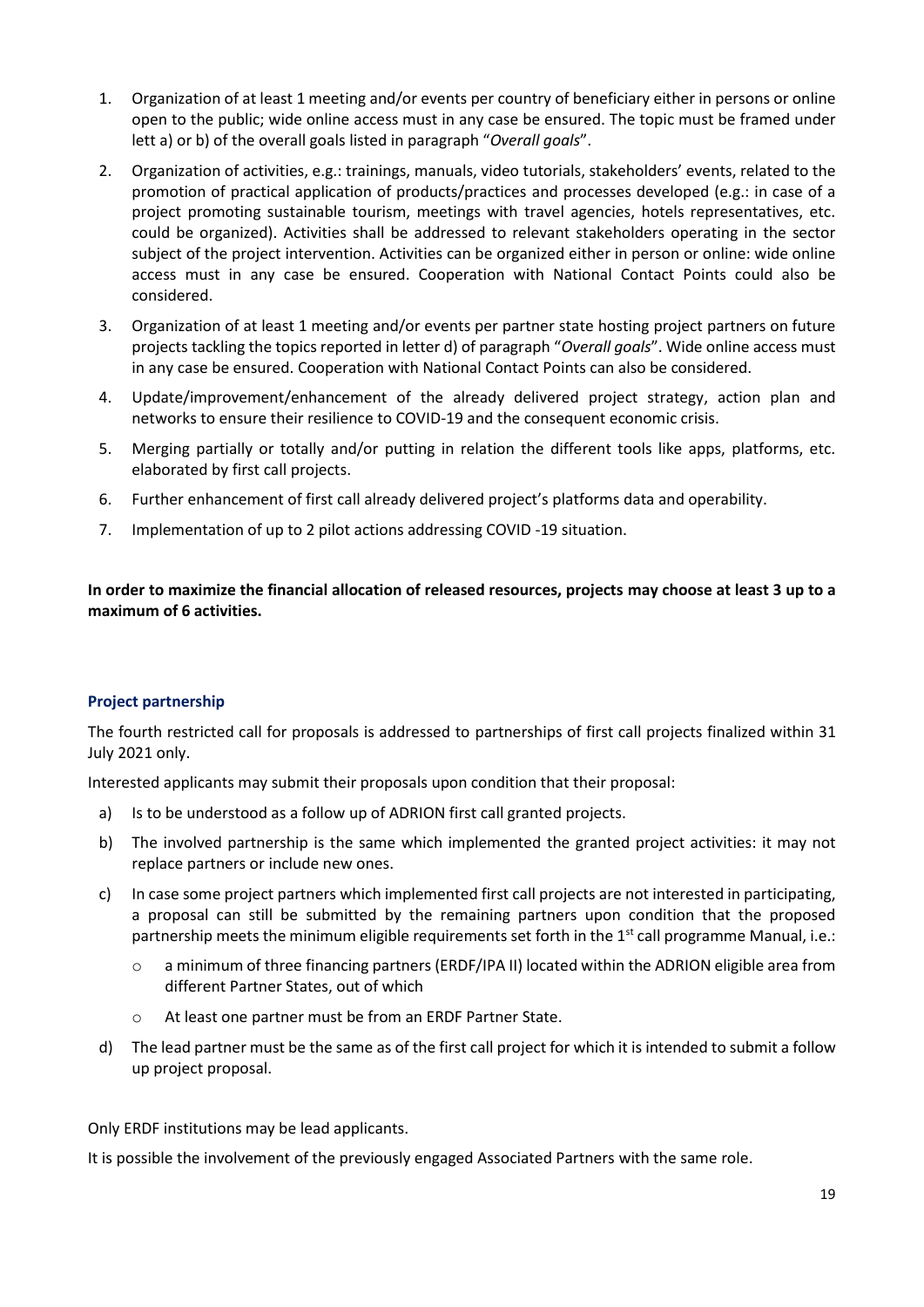1. Organization of at least 1 meeting and/or events per country of beneficiary either in persons or online open to the public; wide online access must in any case be ensured. The topic must be framed under lett a) or b) of the overall goals listed in paragraph "*Overall goals*".
2. Organization of activities, e.g.: trainings, manuals, video tutorials, stakeholders' events, related to the promotion of practical application of products/practices and processes developed (e.g.: in case of a project promoting sustainable tourism, meetings with travel agencies, hotels representatives, etc. could be organized). Activities shall be addressed to relevant stakeholders operating in the sector subject of the project intervention. Activities can be organized either in person or online: wide online access must in any case be ensured. Cooperation with National Contact Points could also be considered.
3. Organization of at least 1 meeting and/or events per partner state hosting project partners on future projects tackling the topics reported in letter d) of paragraph "*Overall goals*". Wide online access must in any case be ensured. Cooperation with National Contact Points can also be considered.
4. Update/improvement/enhancement of the already delivered project strategy, action plan and networks to ensure their resilience to COVID-19 and the consequent economic crisis.
5. Merging partially or totally and/or putting in relation the different tools like apps, platforms, etc. elaborated by first call projects.
6. Further enhancement of first call already delivered project's platforms data and operability.
7. Implementation of up to 2 pilot actions addressing COVID -19 situation.

**In order to maximize the financial allocation of released resources, projects may choose at least 3 up to a maximum of 6 activities.**

### Project partnership

The fourth restricted call for proposals is addressed to partnerships of first call projects finalized within 31 July 2021 only.

Interested applicants may submit their proposals upon condition that their proposal:

a) Is to be understood as a follow up of ADRION first call granted projects.
b) The involved partnership is the same which implemented the granted project activities: it may not replace partners or include new ones.
c) In case some project partners which implemented first call projects are not interested in participating, a proposal can still be submitted by the remaining partners upon condition that the proposed partnership meets the minimum eligible requirements set forth in the 1st call programme Manual, i.e.:
   - a minimum of three financing partners (ERDF/IPA II) located within the ADRION eligible area from different Partner States, out of which
   - At least one partner must be from an ERDF Partner State.
d) The lead partner must be the same as of the first call project for which it is intended to submit a follow up project proposal.

Only ERDF institutions may be lead applicants.

It is possible the involvement of the previously engaged Associated Partners with the same role.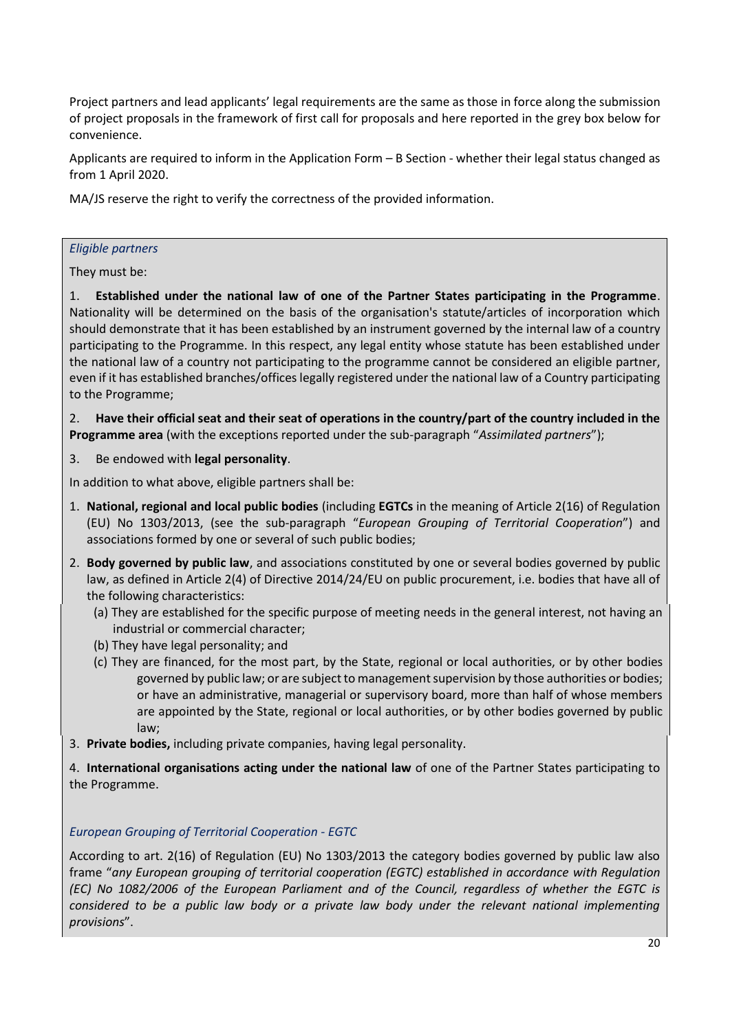Project partners and lead applicants' legal requirements are the same as those in force along the submission of project proposals in the framework of first call for proposals and here reported in the grey box below for convenience.

Applicants are required to inform in the Application Form – B Section - whether their legal status changed as from 1 April 2020.

MA/JS reserve the right to verify the correctness of the provided information.

*Eligible partners*

They must be:

1. **Established under the national law of one of the Partner States participating in the Programme**. Nationality will be determined on the basis of the organisation's statute/articles of incorporation which should demonstrate that it has been established by an instrument governed by the internal law of a country participating to the Programme. In this respect, any legal entity whose statute has been established under the national law of a country not participating to the programme cannot be considered an eligible partner, even if it has established branches/offices legally registered under the national law of a Country participating to the Programme;
2. **Have their official seat and their seat of operations in the country/part of the country included in the Programme area** (with the exceptions reported under the sub-paragraph "*Assimilated partners*");
3. Be endowed with **legal personality**.

In addition to what above, eligible partners shall be:

1. **National, regional and local public bodies** (including **EGTCs** in the meaning of Article 2(16) of Regulation (EU) No 1303/2013, (see the sub-paragraph "*European Grouping of Territorial Cooperation*") and associations formed by one or several of such public bodies;
2. **Body governed by public law**, and associations constituted by one or several bodies governed by public law, as defined in Article 2(4) of Directive 2014/24/EU on public procurement, i.e. bodies that have all of the following characteristics:
   - (a) They are established for the specific purpose of meeting needs in the general interest, not having an industrial or commercial character;
   - (b) They have legal personality; and
   - (c) They are financed, for the most part, by the State, regional or local authorities, or by other bodies governed by public law; or are subject to management supervision by those authorities or bodies; or have an administrative, managerial or supervisory board, more than half of whose members are appointed by the State, regional or local authorities, or by other bodies governed by public law;
3. **Private bodies,** including private companies, having legal personality.
4. **International organisations acting under the national law** of one of the Partner States participating to the Programme.

*European Grouping of Territorial Cooperation - EGTC*

According to art. 2(16) of Regulation (EU) No 1303/2013 the category bodies governed by public law also frame "*any European grouping of territorial cooperation (EGTC) established in accordance with Regulation (EC) No 1082/2006 of the European Parliament and of the Council, regardless of whether the EGTC is considered to be a public law body or a private law body under the relevant national implementing provisions*".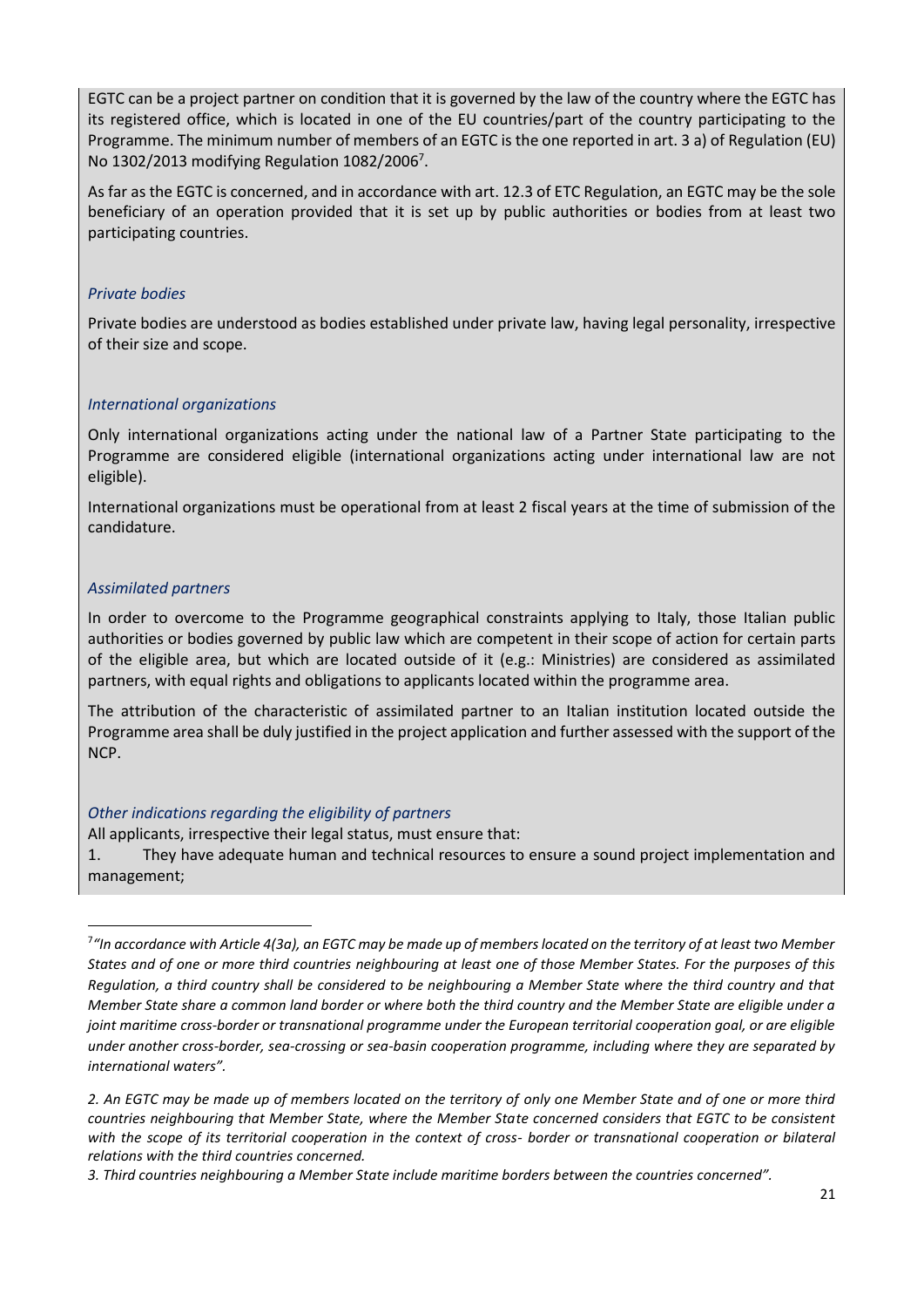EGTC can be a project partner on condition that it is governed by the law of the country where the EGTC has its registered office, which is located in one of the EU countries/part of the country participating to the Programme. The minimum number of members of an EGTC is the one reported in art. 3 a) of Regulation (EU) No 1302/2013 modifying Regulation 1082/2006[7].

As far as the EGTC is concerned, and in accordance with art. 12.3 of ETC Regulation, an EGTC may be the sole beneficiary of an operation provided that it is set up by public authorities or bodies from at least two participating countries.

*Private bodies*

Private bodies are understood as bodies established under private law, having legal personality, irrespective of their size and scope.

*International organizations*

Only international organizations acting under the national law of a Partner State participating to the Programme are considered eligible (international organizations acting under international law are not eligible).

International organizations must be operational from at least 2 fiscal years at the time of submission of the candidature.

*Assimilated partners*

In order to overcome to the Programme geographical constraints applying to Italy, those Italian public authorities or bodies governed by public law which are competent in their scope of action for certain parts of the eligible area, but which are located outside of it (e.g.: Ministries) are considered as assimilated partners, with equal rights and obligations to applicants located within the programme area.

The attribution of the characteristic of assimilated partner to an Italian institution located outside the Programme area shall be duly justified in the project application and further assessed with the support of the NCP.

*Other indications regarding the eligibility of partners*

All applicants, irrespective their legal status, must ensure that:

1. They have adequate human and technical resources to ensure a sound project implementation and management;

---

[7] *"In accordance with Article 4(3a), an EGTC may be made up of members located on the territory of at least two Member States and of one or more third countries neighbouring at least one of those Member States. For the purposes of this Regulation, a third country shall be considered to be neighbouring a Member State where the third country and that Member State share a common land border or where both the third country and the Member State are eligible under a joint maritime cross-border or transnational programme under the European territorial cooperation goal, or are eligible under another cross-border, sea-crossing or sea-basin cooperation programme, including where they are separated by international waters".*

*2. An EGTC may be made up of members located on the territory of only one Member State and of one or more third countries neighbouring that Member State, where the Member State concerned considers that EGTC to be consistent with the scope of its territorial cooperation in the context of cross- border or transnational cooperation or bilateral relations with the third countries concerned.*

*3. Third countries neighbouring a Member State include maritime borders between the countries concerned".*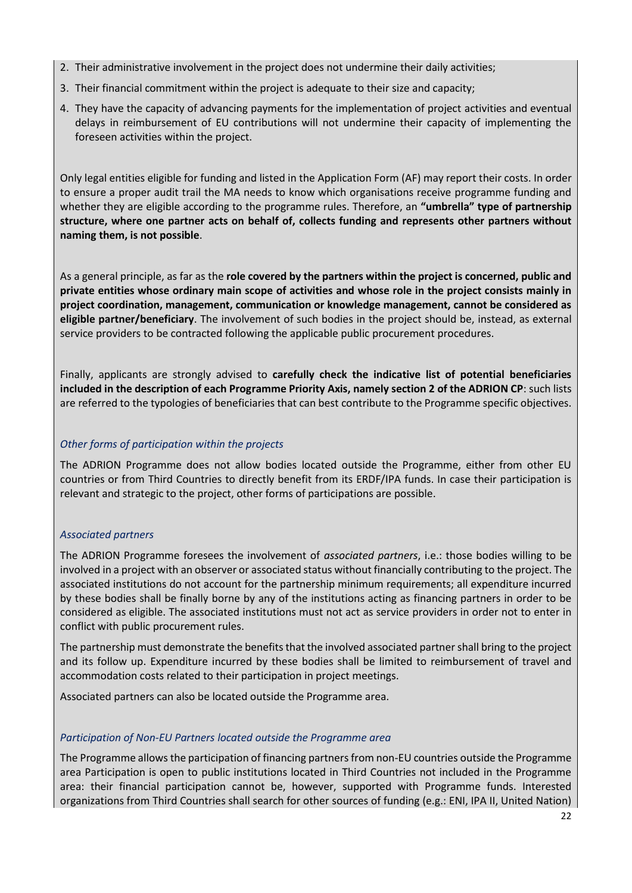2. Their administrative involvement in the project does not undermine their daily activities;
3. Their financial commitment within the project is adequate to their size and capacity;
4. They have the capacity of advancing payments for the implementation of project activities and eventual delays in reimbursement of EU contributions will not undermine their capacity of implementing the foreseen activities within the project.

Only legal entities eligible for funding and listed in the Application Form (AF) may report their costs. In order to ensure a proper audit trail the MA needs to know which organisations receive programme funding and whether they are eligible according to the programme rules. Therefore, an **"umbrella" type of partnership structure, where one partner acts on behalf of, collects funding and represents other partners without naming them, is not possible**.

As a general principle, as far as the **role covered by the partners within the project is concerned, public and private entities whose ordinary main scope of activities and whose role in the project consists mainly in project coordination, management, communication or knowledge management, cannot be considered as eligible partner/beneficiary**. The involvement of such bodies in the project should be, instead, as external service providers to be contracted following the applicable public procurement procedures.

Finally, applicants are strongly advised to **carefully check the indicative list of potential beneficiaries included in the description of each Programme Priority Axis, namely section 2 of the ADRION CP**: such lists are referred to the typologies of beneficiaries that can best contribute to the Programme specific objectives.

*Other forms of participation within the projects*

The ADRION Programme does not allow bodies located outside the Programme, either from other EU countries or from Third Countries to directly benefit from its ERDF/IPA funds. In case their participation is relevant and strategic to the project, other forms of participations are possible.

*Associated partners*

The ADRION Programme foresees the involvement of *associated partners*, i.e.: those bodies willing to be involved in a project with an observer or associated status without financially contributing to the project. The associated institutions do not account for the partnership minimum requirements; all expenditure incurred by these bodies shall be finally borne by any of the institutions acting as financing partners in order to be considered as eligible. The associated institutions must not act as service providers in order not to enter in conflict with public procurement rules.

The partnership must demonstrate the benefits that the involved associated partner shall bring to the project and its follow up. Expenditure incurred by these bodies shall be limited to reimbursement of travel and accommodation costs related to their participation in project meetings.

Associated partners can also be located outside the Programme area.

*Participation of Non-EU Partners located outside the Programme area*

The Programme allows the participation of financing partners from non-EU countries outside the Programme area Participation is open to public institutions located in Third Countries not included in the Programme area: their financial participation cannot be, however, supported with Programme funds. Interested organizations from Third Countries shall search for other sources of funding (e.g.: ENI, IPA II, United Nation)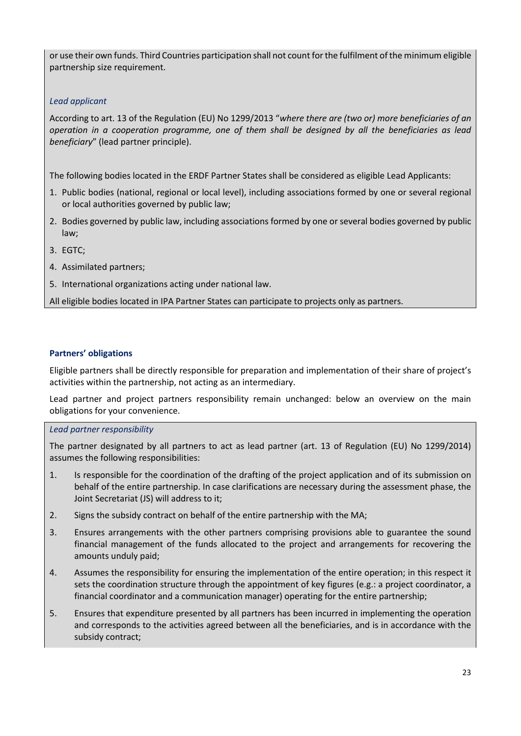or use their own funds. Third Countries participation shall not count for the fulfilment of the minimum eligible partnership size requirement.

*Lead applicant*

According to art. 13 of the Regulation (EU) No 1299/2013 "*where there are (two or) more beneficiaries of an operation in a cooperation programme, one of them shall be designed by all the beneficiaries as lead beneficiary*" (lead partner principle).

The following bodies located in the ERDF Partner States shall be considered as eligible Lead Applicants:

1. Public bodies (national, regional or local level), including associations formed by one or several regional or local authorities governed by public law;
2. Bodies governed by public law, including associations formed by one or several bodies governed by public law;
3. EGTC;
4. Assimilated partners;
5. International organizations acting under national law.

All eligible bodies located in IPA Partner States can participate to projects only as partners.

**Partners' obligations**

Eligible partners shall be directly responsible for preparation and implementation of their share of project's activities within the partnership, not acting as an intermediary.

Lead partner and project partners responsibility remain unchanged: below an overview on the main obligations for your convenience.

*Lead partner responsibility*

The partner designated by all partners to act as lead partner (art. 13 of Regulation (EU) No 1299/2014) assumes the following responsibilities:

1. Is responsible for the coordination of the drafting of the project application and of its submission on behalf of the entire partnership. In case clarifications are necessary during the assessment phase, the Joint Secretariat (JS) will address to it;
2. Signs the subsidy contract on behalf of the entire partnership with the MA;
3. Ensures arrangements with the other partners comprising provisions able to guarantee the sound financial management of the funds allocated to the project and arrangements for recovering the amounts unduly paid;
4. Assumes the responsibility for ensuring the implementation of the entire operation; in this respect it sets the coordination structure through the appointment of key figures (e.g.: a project coordinator, a financial coordinator and a communication manager) operating for the entire partnership;
5. Ensures that expenditure presented by all partners has been incurred in implementing the operation and corresponds to the activities agreed between all the beneficiaries, and is in accordance with the subsidy contract;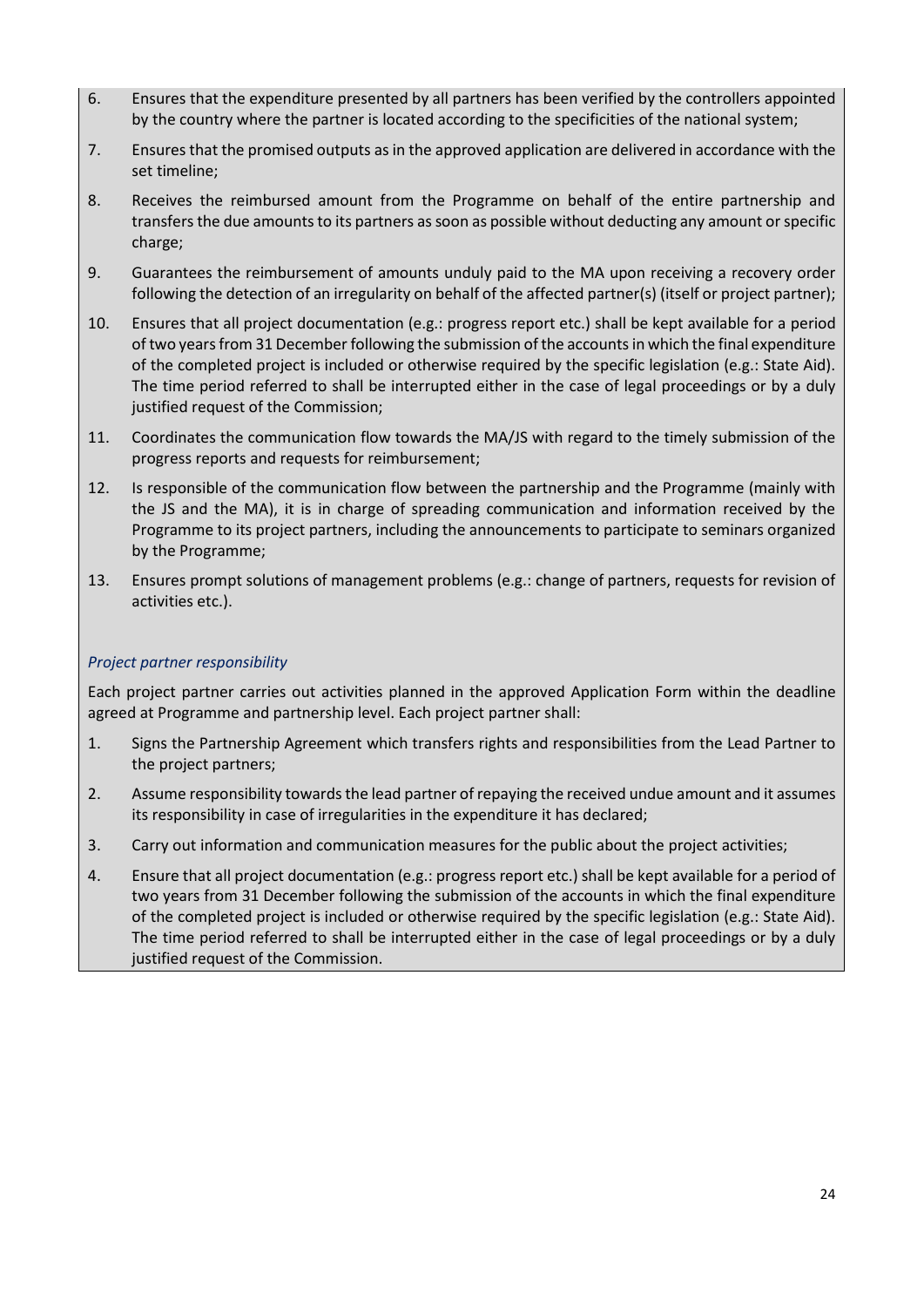6. Ensures that the expenditure presented by all partners has been verified by the controllers appointed by the country where the partner is located according to the specificities of the national system;
7. Ensures that the promised outputs as in the approved application are delivered in accordance with the set timeline;
8. Receives the reimbursed amount from the Programme on behalf of the entire partnership and transfers the due amounts to its partners as soon as possible without deducting any amount or specific charge;
9. Guarantees the reimbursement of amounts unduly paid to the MA upon receiving a recovery order following the detection of an irregularity on behalf of the affected partner(s) (itself or project partner);
10. Ensures that all project documentation (e.g.: progress report etc.) shall be kept available for a period of two years from 31 December following the submission of the accounts in which the final expenditure of the completed project is included or otherwise required by the specific legislation (e.g.: State Aid). The time period referred to shall be interrupted either in the case of legal proceedings or by a duly justified request of the Commission;
11. Coordinates the communication flow towards the MA/JS with regard to the timely submission of the progress reports and requests for reimbursement;
12. Is responsible of the communication flow between the partnership and the Programme (mainly with the JS and the MA), it is in charge of spreading communication and information received by the Programme to its project partners, including the announcements to participate to seminars organized by the Programme;
13. Ensures prompt solutions of management problems (e.g.: change of partners, requests for revision of activities etc.).

*Project partner responsibility*

Each project partner carries out activities planned in the approved Application Form within the deadline agreed at Programme and partnership level. Each project partner shall:

1. Signs the Partnership Agreement which transfers rights and responsibilities from the Lead Partner to the project partners;
2. Assume responsibility towards the lead partner of repaying the received undue amount and it assumes its responsibility in case of irregularities in the expenditure it has declared;
3. Carry out information and communication measures for the public about the project activities;
4. Ensure that all project documentation (e.g.: progress report etc.) shall be kept available for a period of two years from 31 December following the submission of the accounts in which the final expenditure of the completed project is included or otherwise required by the specific legislation (e.g.: State Aid). The time period referred to shall be interrupted either in the case of legal proceedings or by a duly justified request of the Commission.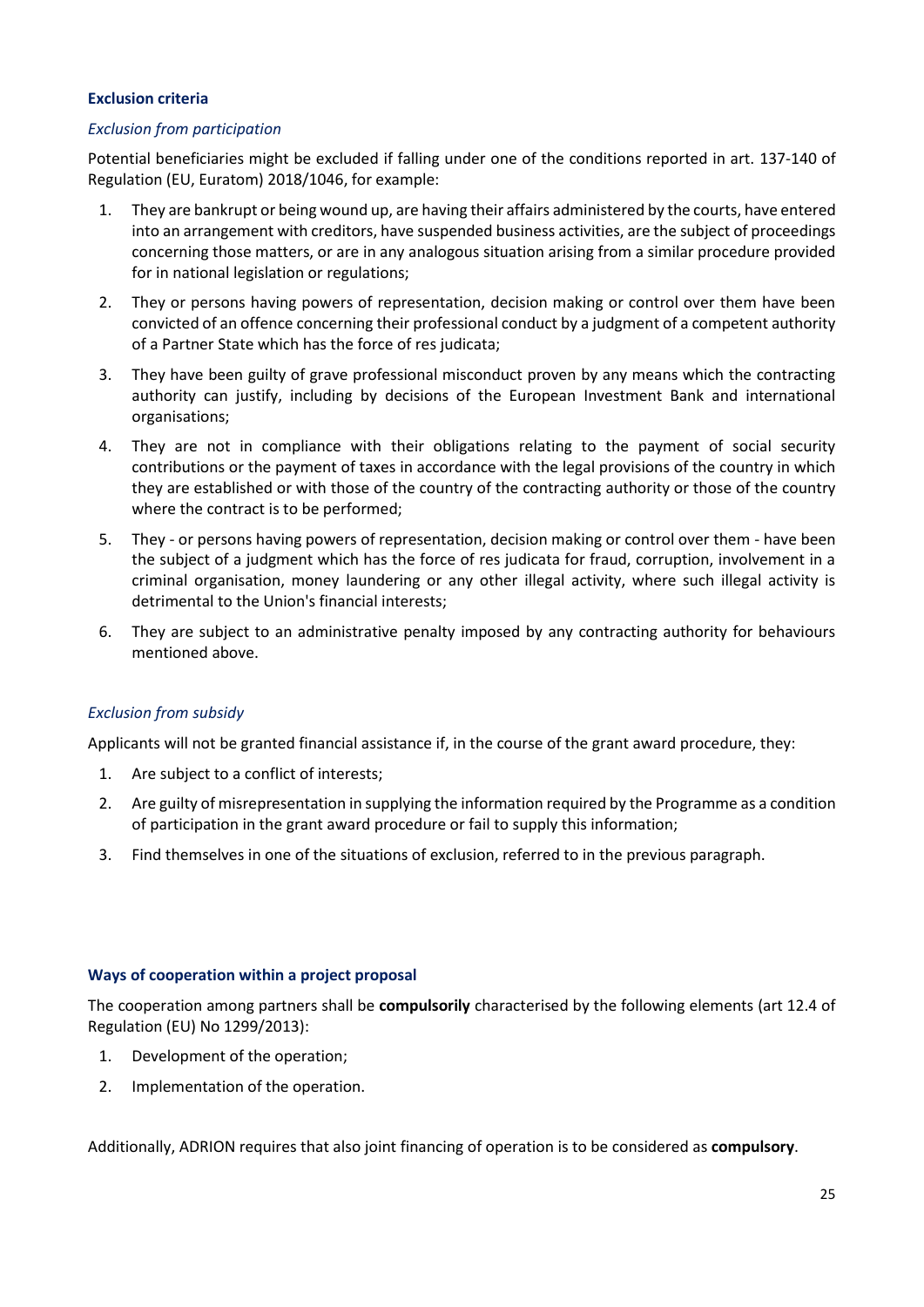### Exclusion criteria

*Exclusion from participation*

Potential beneficiaries might be excluded if falling under one of the conditions reported in art. 137-140 of Regulation (EU, Euratom) 2018/1046, for example:

1. They are bankrupt or being wound up, are having their affairs administered by the courts, have entered into an arrangement with creditors, have suspended business activities, are the subject of proceedings concerning those matters, or are in any analogous situation arising from a similar procedure provided for in national legislation or regulations;
2. They or persons having powers of representation, decision making or control over them have been convicted of an offence concerning their professional conduct by a judgment of a competent authority of a Partner State which has the force of res judicata;
3. They have been guilty of grave professional misconduct proven by any means which the contracting authority can justify, including by decisions of the European Investment Bank and international organisations;
4. They are not in compliance with their obligations relating to the payment of social security contributions or the payment of taxes in accordance with the legal provisions of the country in which they are established or with those of the country of the contracting authority or those of the country where the contract is to be performed;
5. They - or persons having powers of representation, decision making or control over them - have been the subject of a judgment which has the force of res judicata for fraud, corruption, involvement in a criminal organisation, money laundering or any other illegal activity, where such illegal activity is detrimental to the Union's financial interests;
6. They are subject to an administrative penalty imposed by any contracting authority for behaviours mentioned above.

*Exclusion from subsidy*

Applicants will not be granted financial assistance if, in the course of the grant award procedure, they:

1. Are subject to a conflict of interests;
2. Are guilty of misrepresentation in supplying the information required by the Programme as a condition of participation in the grant award procedure or fail to supply this information;
3. Find themselves in one of the situations of exclusion, referred to in the previous paragraph.

### Ways of cooperation within a project proposal

The cooperation among partners shall be **compulsorily** characterised by the following elements (art 12.4 of Regulation (EU) No 1299/2013):

1. Development of the operation;
2. Implementation of the operation.

Additionally, ADRION requires that also joint financing of operation is to be considered as **compulsory**.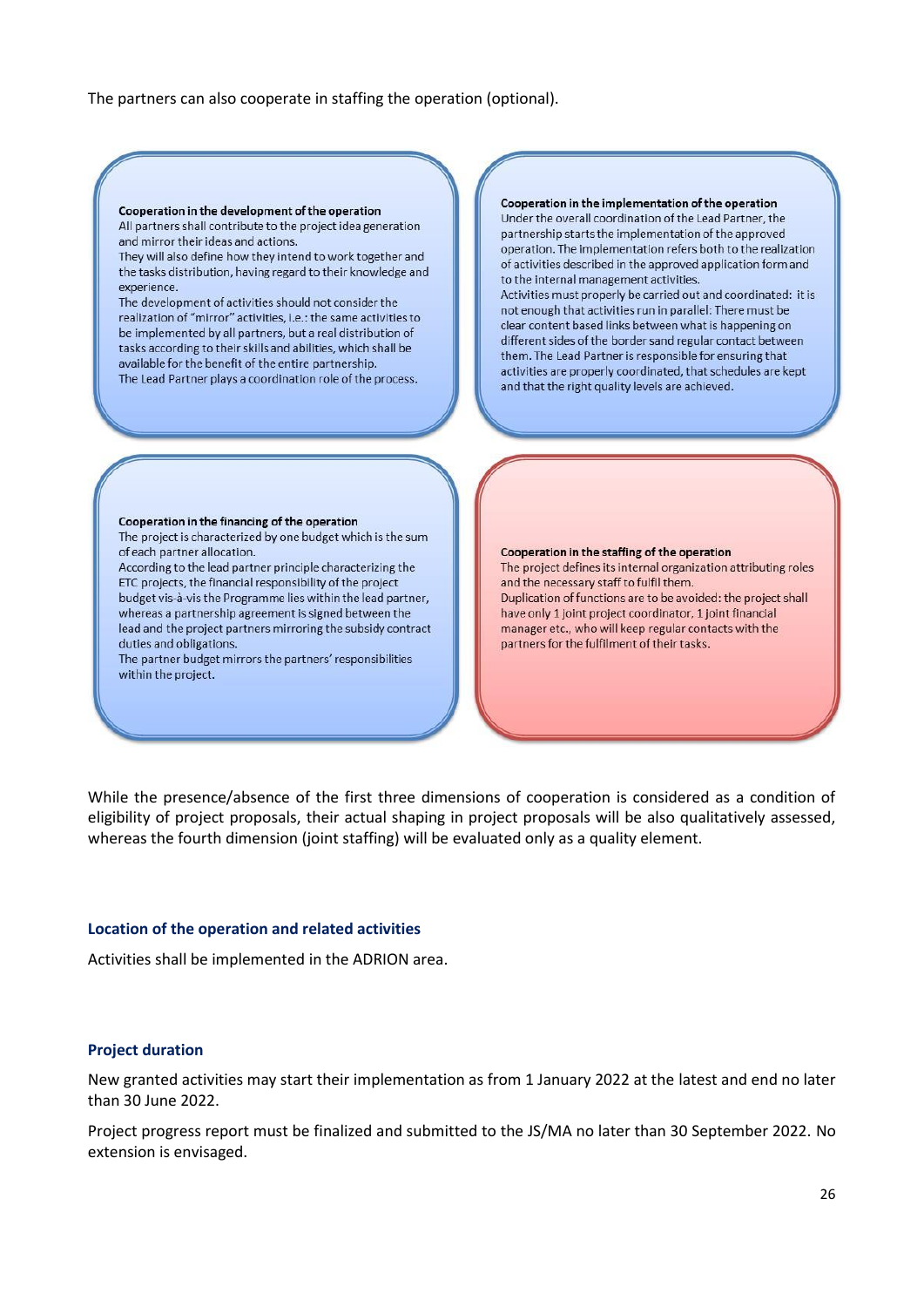The partners can also cooperate in staffing the operation (optional).

**Cooperation in the development of the operation**

All partners shall contribute to the project idea generation and mirror their ideas and actions.

They will also define how they intend to work together and the tasks distribution, having regard to their knowledge and experience.

The development of activities should not consider the realization of "mirror" activities, i.e.: the same activities to be implemented by all partners, but a real distribution of tasks according to their skills and abilities, which shall be available for the benefit of the entire partnership.

The Lead Partner plays a coordination role of the process.

**Cooperation in the implementation of the operation**

Under the overall coordination of the Lead Partner, the partnership starts the implementation of the approved operation. The implementation refers both to the realization of activities described in the approved application form and to the internal management activities.

Activities must properly be carried out and coordinated: it is not enough that activities run in parallel: There must be clear content based links between what is happening on different sides of the border sand regular contact between them. The Lead Partner is responsible for ensuring that activities are properly coordinated, that schedules are kept and that the right quality levels are achieved.

**Cooperation in the financing of the operation**

The project is characterized by one budget which is the sum of each partner allocation.

According to the lead partner principle characterizing the ETC projects, the financial responsibility of the project budget vis-à-vis the Programme lies within the lead partner, whereas a partnership agreement is signed between the lead and the project partners mirroring the subsidy contract duties and obligations.

The partner budget mirrors the partners' responsibilities within the project.

**Cooperation in the staffing of the operation**

The project defines its internal organization attributing roles and the necessary staff to fulfil them.

Duplication of functions are to be avoided: the project shall have only 1 joint project coordinator, 1 joint financial manager etc., who will keep regular contacts with the partners for the fulfilment of their tasks.

While the presence/absence of the first three dimensions of cooperation is considered as a condition of eligibility of project proposals, their actual shaping in project proposals will be also qualitatively assessed, whereas the fourth dimension (joint staffing) will be evaluated only as a quality element.

### Location of the operation and related activities

Activities shall be implemented in the ADRION area.

### Project duration

New granted activities may start their implementation as from 1 January 2022 at the latest and end no later than 30 June 2022.

Project progress report must be finalized and submitted to the JS/MA no later than 30 September 2022. No extension is envisaged.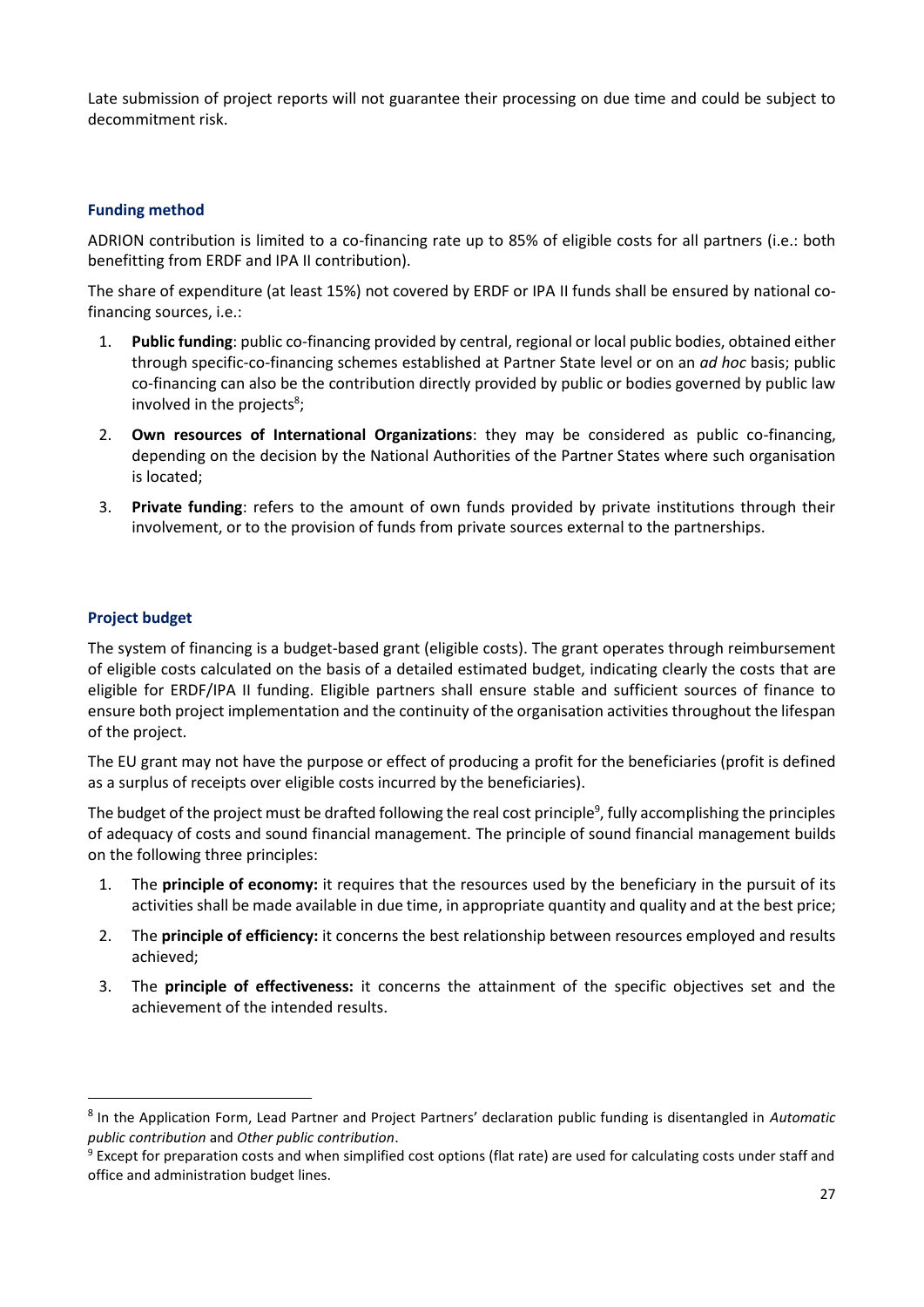Late submission of project reports will not guarantee their processing on due time and could be subject to decommitment risk.

### Funding method

ADRION contribution is limited to a co-financing rate up to 85% of eligible costs for all partners (i.e.: both benefitting from ERDF and IPA II contribution).

The share of expenditure (at least 15%) not covered by ERDF or IPA II funds shall be ensured by national co-financing sources, i.e.:

1. **Public funding**: public co-financing provided by central, regional or local public bodies, obtained either through specific-co-financing schemes established at Partner State level or on an *ad hoc* basis; public co-financing can also be the contribution directly provided by public or bodies governed by public law involved in the projects[8];
2. **Own resources of International Organizations**: they may be considered as public co-financing, depending on the decision by the National Authorities of the Partner States where such organisation is located;
3. **Private funding**: refers to the amount of own funds provided by private institutions through their involvement, or to the provision of funds from private sources external to the partnerships.

### Project budget

The system of financing is a budget-based grant (eligible costs). The grant operates through reimbursement of eligible costs calculated on the basis of a detailed estimated budget, indicating clearly the costs that are eligible for ERDF/IPA II funding. Eligible partners shall ensure stable and sufficient sources of finance to ensure both project implementation and the continuity of the organisation activities throughout the lifespan of the project.

The EU grant may not have the purpose or effect of producing a profit for the beneficiaries (profit is defined as a surplus of receipts over eligible costs incurred by the beneficiaries).

The budget of the project must be drafted following the real cost principle[9], fully accomplishing the principles of adequacy of costs and sound financial management. The principle of sound financial management builds on the following three principles:

1. The **principle of economy:** it requires that the resources used by the beneficiary in the pursuit of its activities shall be made available in due time, in appropriate quantity and quality and at the best price;
2. The **principle of efficiency:** it concerns the best relationship between resources employed and results achieved;
3. The **principle of effectiveness:** it concerns the attainment of the specific objectives set and the achievement of the intended results.

---

[8] In the Application Form, Lead Partner and Project Partners' declaration public funding is disentangled in *Automatic public contribution* and *Other public contribution*.

[9] Except for preparation costs and when simplified cost options (flat rate) are used for calculating costs under staff and office and administration budget lines.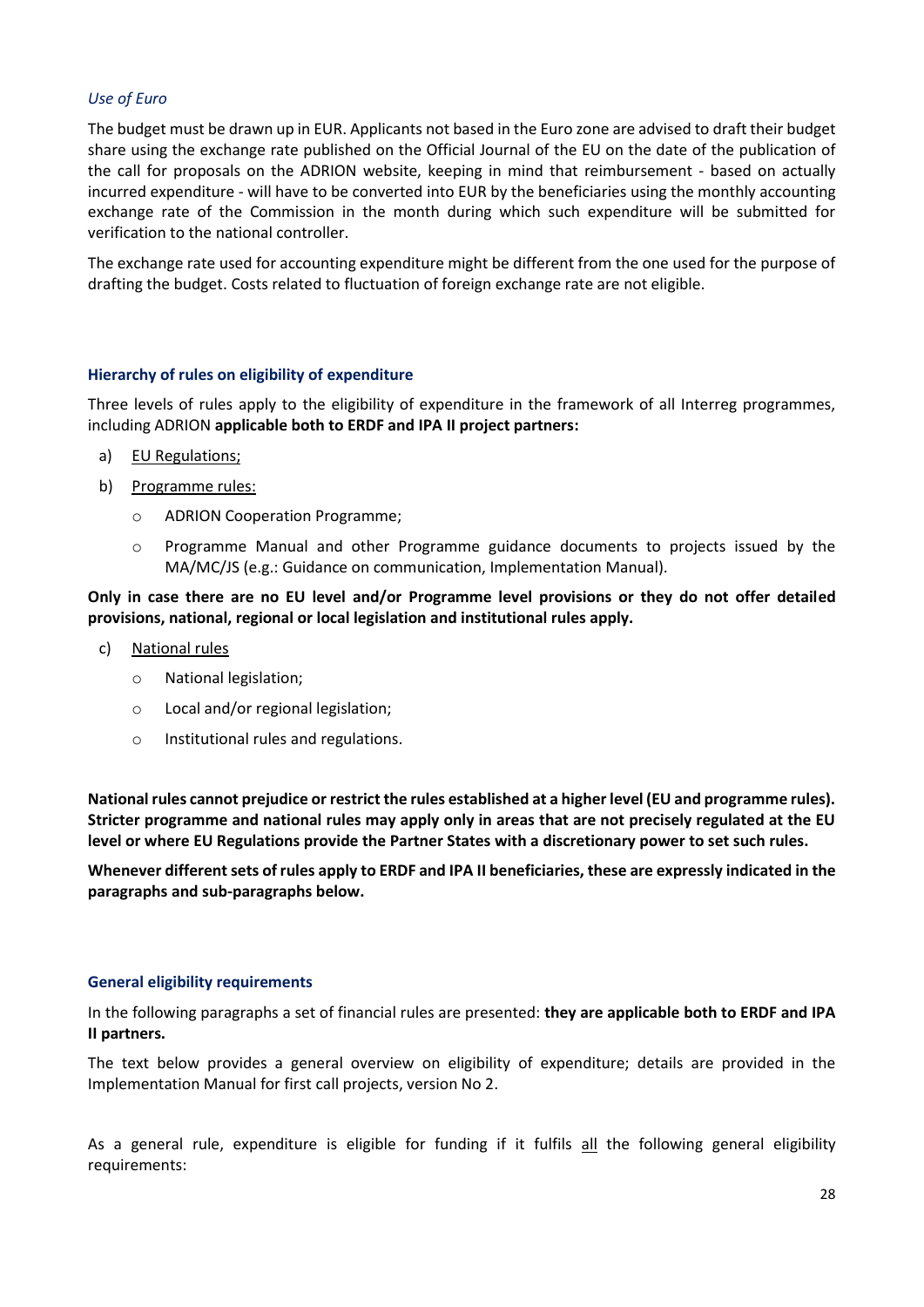*Use of Euro*

The budget must be drawn up in EUR. Applicants not based in the Euro zone are advised to draft their budget share using the exchange rate published on the Official Journal of the EU on the date of the publication of the call for proposals on the ADRION website, keeping in mind that reimbursement - based on actually incurred expenditure - will have to be converted into EUR by the beneficiaries using the monthly accounting exchange rate of the Commission in the month during which such expenditure will be submitted for verification to the national controller.

The exchange rate used for accounting expenditure might be different from the one used for the purpose of drafting the budget. Costs related to fluctuation of foreign exchange rate are not eligible.

### Hierarchy of rules on eligibility of expenditure

Three levels of rules apply to the eligibility of expenditure in the framework of all Interreg programmes, including ADRION **applicable both to ERDF and IPA II project partners:**

a) <u>EU Regulations;</u>

b) <u>Programme rules:</u>
   - ADRION Cooperation Programme;
   - Programme Manual and other Programme guidance documents to projects issued by the MA/MC/JS (e.g.: Guidance on communication, Implementation Manual).

**Only in case there are no EU level and/or Programme level provisions or they do not offer detailed provisions, national, regional or local legislation and institutional rules apply.**

c) <u>National rules</u>
   - National legislation;
   - Local and/or regional legislation;
   - Institutional rules and regulations.

**National rules cannot prejudice or restrict the rules established at a higher level (EU and programme rules). Stricter programme and national rules may apply only in areas that are not precisely regulated at the EU level or where EU Regulations provide the Partner States with a discretionary power to set such rules.**

**Whenever different sets of rules apply to ERDF and IPA II beneficiaries, these are expressly indicated in the paragraphs and sub-paragraphs below.**

### General eligibility requirements

In the following paragraphs a set of financial rules are presented: **they are applicable both to ERDF and IPA II partners.**

The text below provides a general overview on eligibility of expenditure; details are provided in the Implementation Manual for first call projects, version No 2.

As a general rule, expenditure is eligible for funding if it fulfils <u>all</u> the following general eligibility requirements: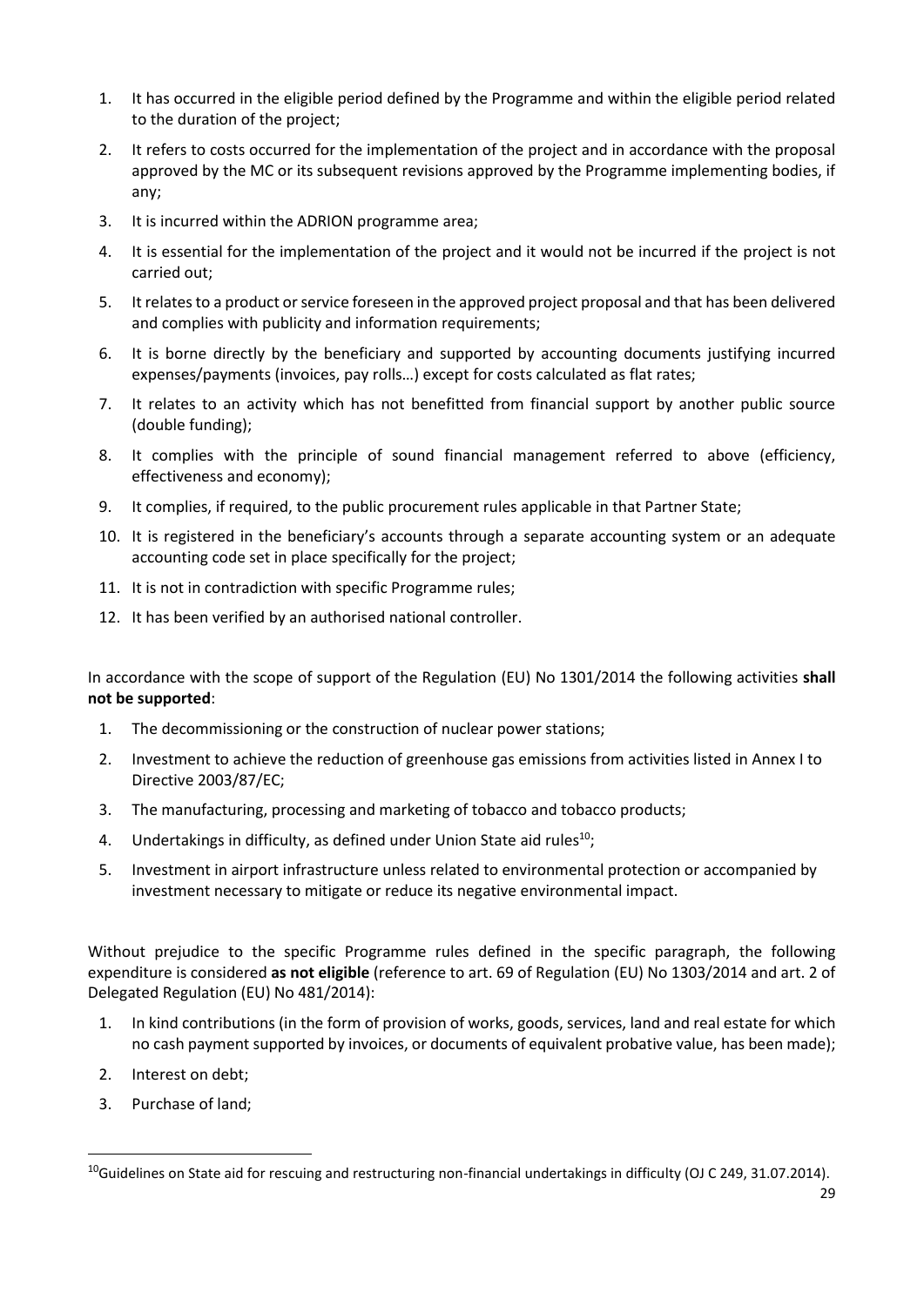1. It has occurred in the eligible period defined by the Programme and within the eligible period related to the duration of the project;
2. It refers to costs occurred for the implementation of the project and in accordance with the proposal approved by the MC or its subsequent revisions approved by the Programme implementing bodies, if any;
3. It is incurred within the ADRION programme area;
4. It is essential for the implementation of the project and it would not be incurred if the project is not carried out;
5. It relates to a product or service foreseen in the approved project proposal and that has been delivered and complies with publicity and information requirements;
6. It is borne directly by the beneficiary and supported by accounting documents justifying incurred expenses/payments (invoices, pay rolls…) except for costs calculated as flat rates;
7. It relates to an activity which has not benefitted from financial support by another public source (double funding);
8. It complies with the principle of sound financial management referred to above (efficiency, effectiveness and economy);
9. It complies, if required, to the public procurement rules applicable in that Partner State;
10. It is registered in the beneficiary's accounts through a separate accounting system or an adequate accounting code set in place specifically for the project;
11. It is not in contradiction with specific Programme rules;
12. It has been verified by an authorised national controller.

In accordance with the scope of support of the Regulation (EU) No 1301/2014 the following activities **shall not be supported**:

1. The decommissioning or the construction of nuclear power stations;
2. Investment to achieve the reduction of greenhouse gas emissions from activities listed in Annex I to Directive 2003/87/EC;
3. The manufacturing, processing and marketing of tobacco and tobacco products;
4. Undertakings in difficulty, as defined under Union State aid rules[10];
5. Investment in airport infrastructure unless related to environmental protection or accompanied by investment necessary to mitigate or reduce its negative environmental impact.

Without prejudice to the specific Programme rules defined in the specific paragraph, the following expenditure is considered **as not eligible** (reference to art. 69 of Regulation (EU) No 1303/2014 and art. 2 of Delegated Regulation (EU) No 481/2014):

1. In kind contributions (in the form of provision of works, goods, services, land and real estate for which no cash payment supported by invoices, or documents of equivalent probative value, has been made);
2. Interest on debt;
3. Purchase of land;

[10] Guidelines on State aid for rescuing and restructuring non-financial undertakings in difficulty (OJ C 249, 31.07.2014).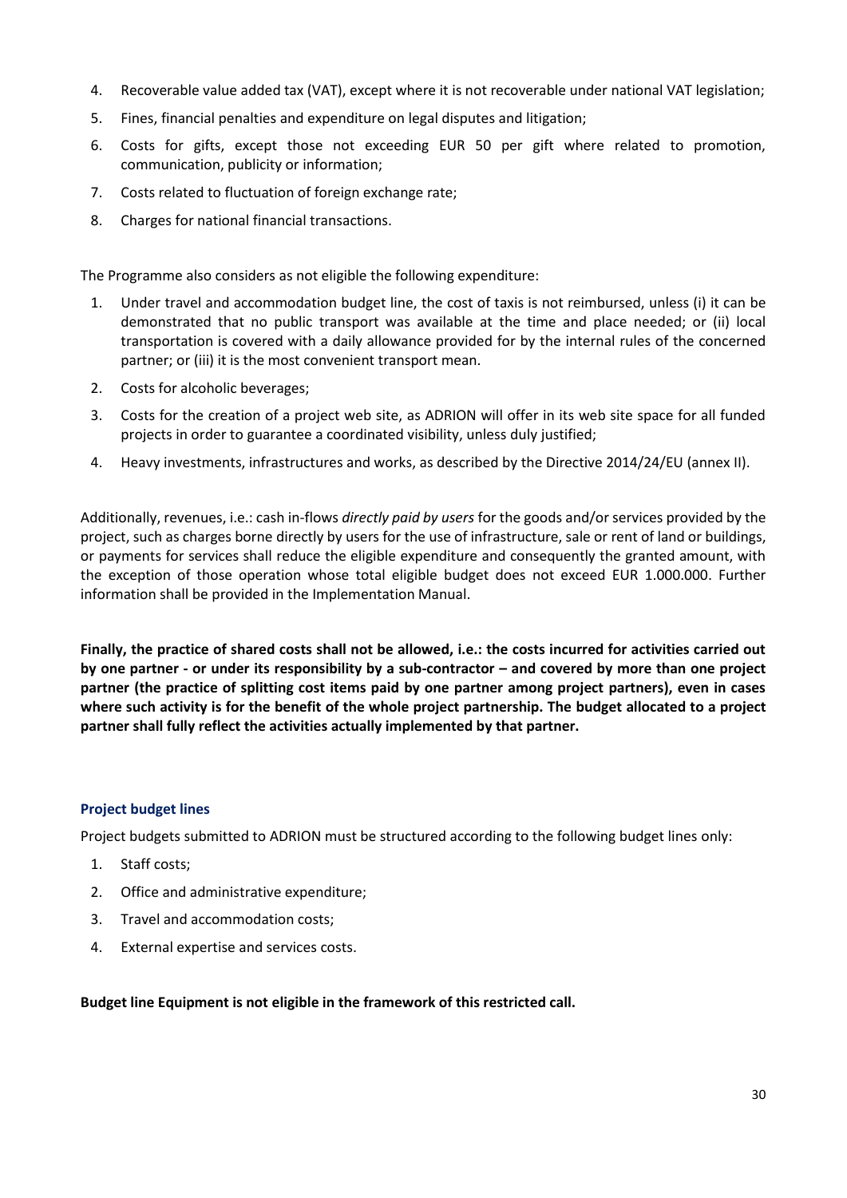4. Recoverable value added tax (VAT), except where it is not recoverable under national VAT legislation;
5. Fines, financial penalties and expenditure on legal disputes and litigation;
6. Costs for gifts, except those not exceeding EUR 50 per gift where related to promotion, communication, publicity or information;
7. Costs related to fluctuation of foreign exchange rate;
8. Charges for national financial transactions.

The Programme also considers as not eligible the following expenditure:

1. Under travel and accommodation budget line, the cost of taxis is not reimbursed, unless (i) it can be demonstrated that no public transport was available at the time and place needed; or (ii) local transportation is covered with a daily allowance provided for by the internal rules of the concerned partner; or (iii) it is the most convenient transport mean.
2. Costs for alcoholic beverages;
3. Costs for the creation of a project web site, as ADRION will offer in its web site space for all funded projects in order to guarantee a coordinated visibility, unless duly justified;
4. Heavy investments, infrastructures and works, as described by the Directive 2014/24/EU (annex II).

Additionally, revenues, i.e.: cash in-flows *directly paid by users* for the goods and/or services provided by the project, such as charges borne directly by users for the use of infrastructure, sale or rent of land or buildings, or payments for services shall reduce the eligible expenditure and consequently the granted amount, with the exception of those operation whose total eligible budget does not exceed EUR 1.000.000. Further information shall be provided in the Implementation Manual.

**Finally, the practice of shared costs shall not be allowed, i.e.: the costs incurred for activities carried out by one partner - or under its responsibility by a sub-contractor – and covered by more than one project partner (the practice of splitting cost items paid by one partner among project partners), even in cases where such activity is for the benefit of the whole project partnership. The budget allocated to a project partner shall fully reflect the activities actually implemented by that partner.**

### Project budget lines

Project budgets submitted to ADRION must be structured according to the following budget lines only:

1. Staff costs;
2. Office and administrative expenditure;
3. Travel and accommodation costs;
4. External expertise and services costs.

**Budget line Equipment is not eligible in the framework of this restricted call.**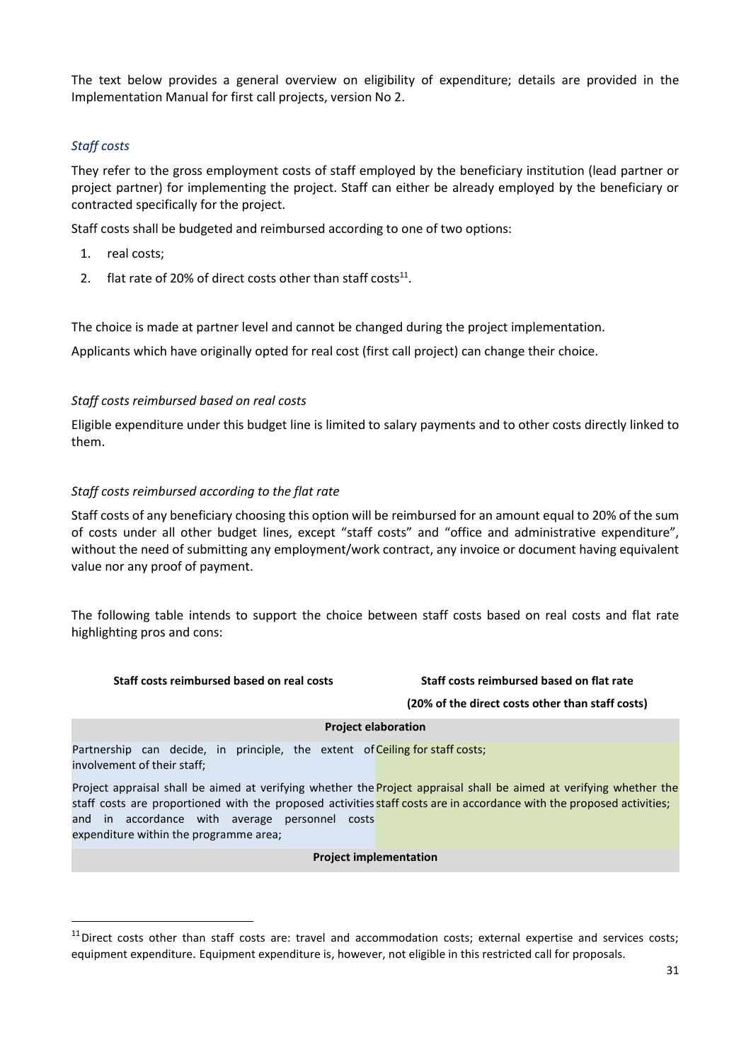The text below provides a general overview on eligibility of expenditure; details are provided in the Implementation Manual for first call projects, version No 2.

### *Staff costs*

They refer to the gross employment costs of staff employed by the beneficiary institution (lead partner or project partner) for implementing the project. Staff can either be already employed by the beneficiary or contracted specifically for the project.

Staff costs shall be budgeted and reimbursed according to one of two options:

1. real costs;
2. flat rate of 20% of direct costs other than staff costs[11].

The choice is made at partner level and cannot be changed during the project implementation.

Applicants which have originally opted for real cost (first call project) can change their choice.

#### *Staff costs reimbursed based on real costs*

Eligible expenditure under this budget line is limited to salary payments and to other costs directly linked to them.

#### *Staff costs reimbursed according to the flat rate*

Staff costs of any beneficiary choosing this option will be reimbursed for an amount equal to 20% of the sum of costs under all other budget lines, except "staff costs" and "office and administrative expenditure", without the need of submitting any employment/work contract, any invoice or document having equivalent value nor any proof of payment.

The following table intends to support the choice between staff costs based on real costs and flat rate highlighting pros and cons:

| **Staff costs reimbursed based on real costs** | **Staff costs reimbursed based on flat rate (20% of the direct costs other than staff costs)** |
|---|---|
| **Project elaboration** | |
| Partnership can decide, in principle, the extent of involvement of their staff; | Ceiling for staff costs; |
| Project appraisal shall be aimed at verifying whether the staff costs are proportioned with the proposed activities and in accordance with average personnel costs expenditure within the programme area; | Project appraisal shall be aimed at verifying whether the staff costs are in accordance with the proposed activities; |
| **Project implementation** | |

[11] Direct costs other than staff costs are: travel and accommodation costs; external expertise and services costs; equipment expenditure. Equipment expenditure is, however, not eligible in this restricted call for proposals.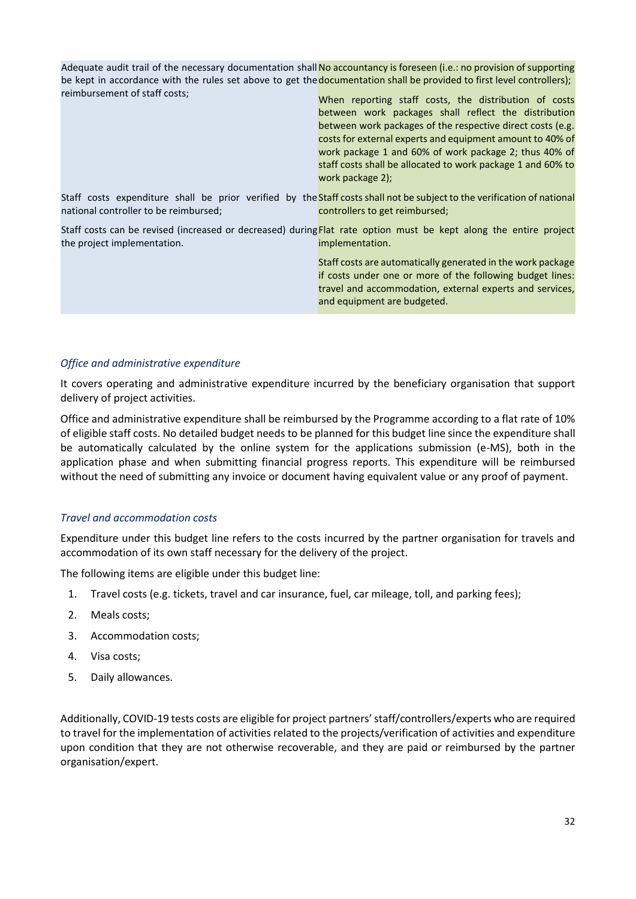| | |
|---|---|
| Adequate audit trail of the necessary documentation shall be kept in accordance with the rules set above to get the reimbursement of staff costs; | No accountancy is foreseen (i.e.: no provision of supporting documentation shall be provided to first level controllers);<br><br>When reporting staff costs, the distribution of costs between work packages shall reflect the distribution between work packages of the respective direct costs (e.g. costs for external experts and equipment amount to 40% of work package 1 and 60% of work package 2; thus 40% of staff costs shall be allocated to work package 1 and 60% to work package 2); |
| Staff costs expenditure shall be prior verified by the national controller to be reimbursed; | Staff costs shall not be subject to the verification of national controllers to get reimbursed; |
| Staff costs can be revised (increased or decreased) during the project implementation. | Flat rate option must be kept along the entire project implementation.<br><br>Staff costs are automatically generated in the work package if costs under one or more of the following budget lines: travel and accommodation, external experts and services, and equipment are budgeted. |

### *Office and administrative expenditure*

It covers operating and administrative expenditure incurred by the beneficiary organisation that support delivery of project activities.

Office and administrative expenditure shall be reimbursed by the Programme according to a flat rate of 10% of eligible staff costs. No detailed budget needs to be planned for this budget line since the expenditure shall be automatically calculated by the online system for the applications submission (e-MS), both in the application phase and when submitting financial progress reports. This expenditure will be reimbursed without the need of submitting any invoice or document having equivalent value or any proof of payment.

### *Travel and accommodation costs*

Expenditure under this budget line refers to the costs incurred by the partner organisation for travels and accommodation of its own staff necessary for the delivery of the project.

The following items are eligible under this budget line:

1. Travel costs (e.g. tickets, travel and car insurance, fuel, car mileage, toll, and parking fees);
2. Meals costs;
3. Accommodation costs;
4. Visa costs;
5. Daily allowances.

Additionally, COVID-19 tests costs are eligible for project partners' staff/controllers/experts who are required to travel for the implementation of activities related to the projects/verification of activities and expenditure upon condition that they are not otherwise recoverable, and they are paid or reimbursed by the partner organisation/expert.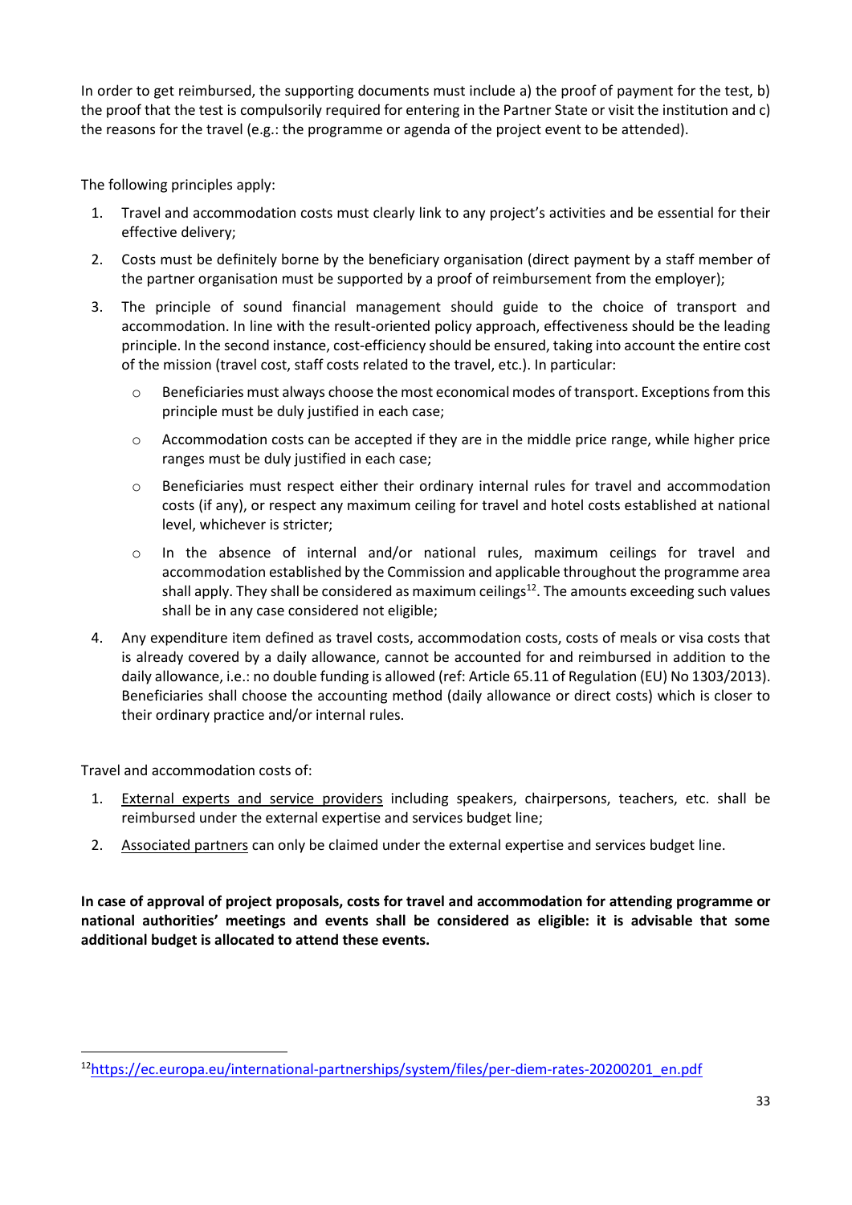In order to get reimbursed, the supporting documents must include a) the proof of payment for the test, b) the proof that the test is compulsorily required for entering in the Partner State or visit the institution and c) the reasons for the travel (e.g.: the programme or agenda of the project event to be attended).

The following principles apply:

1. Travel and accommodation costs must clearly link to any project's activities and be essential for their effective delivery;
2. Costs must be definitely borne by the beneficiary organisation (direct payment by a staff member of the partner organisation must be supported by a proof of reimbursement from the employer);
3. The principle of sound financial management should guide to the choice of transport and accommodation. In line with the result-oriented policy approach, effectiveness should be the leading principle. In the second instance, cost-efficiency should be ensured, taking into account the entire cost of the mission (travel cost, staff costs related to the travel, etc.). In particular:
   - Beneficiaries must always choose the most economical modes of transport. Exceptions from this principle must be duly justified in each case;
   - Accommodation costs can be accepted if they are in the middle price range, while higher price ranges must be duly justified in each case;
   - Beneficiaries must respect either their ordinary internal rules for travel and accommodation costs (if any), or respect any maximum ceiling for travel and hotel costs established at national level, whichever is stricter;
   - In the absence of internal and/or national rules, maximum ceilings for travel and accommodation established by the Commission and applicable throughout the programme area shall apply. They shall be considered as maximum ceilings[12]. The amounts exceeding such values shall be in any case considered not eligible;
4. Any expenditure item defined as travel costs, accommodation costs, costs of meals or visa costs that is already covered by a daily allowance, cannot be accounted for and reimbursed in addition to the daily allowance, i.e.: no double funding is allowed (ref: Article 65.11 of Regulation (EU) No 1303/2013). Beneficiaries shall choose the accounting method (daily allowance or direct costs) which is closer to their ordinary practice and/or internal rules.

Travel and accommodation costs of:

1. External experts and service providers including speakers, chairpersons, teachers, etc. shall be reimbursed under the external expertise and services budget line;
2. Associated partners can only be claimed under the external expertise and services budget line.

**In case of approval of project proposals, costs for travel and accommodation for attending programme or national authorities' meetings and events shall be considered as eligible: it is advisable that some additional budget is allocated to attend these events.**

[12] https://ec.europa.eu/international-partnerships/system/files/per-diem-rates-20200201_en.pdf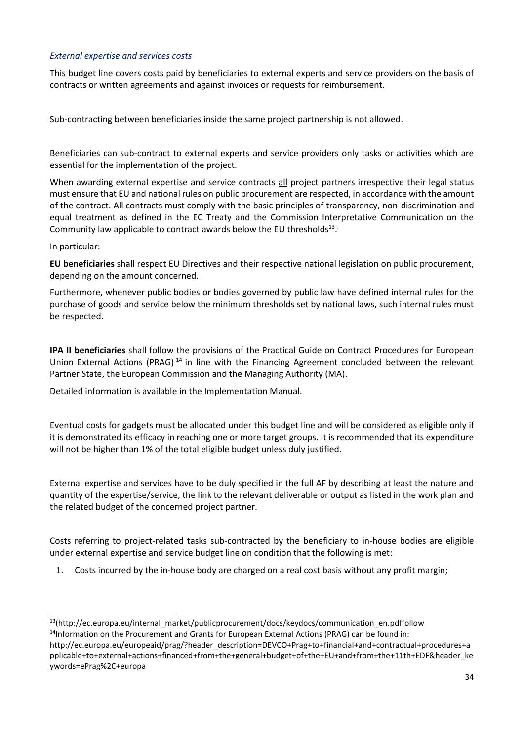*External expertise and services costs*

This budget line covers costs paid by beneficiaries to external experts and service providers on the basis of contracts or written agreements and against invoices or requests for reimbursement.

Sub-contracting between beneficiaries inside the same project partnership is not allowed.

Beneficiaries can sub-contract to external experts and service providers only tasks or activities which are essential for the implementation of the project.

When awarding external expertise and service contracts all project partners irrespective their legal status must ensure that EU and national rules on public procurement are respected, in accordance with the amount of the contract. All contracts must comply with the basic principles of transparency, non-discrimination and equal treatment as defined in the EC Treaty and the Commission Interpretative Communication on the Community law applicable to contract awards below the EU thresholds[13].

In particular:

**EU beneficiaries** shall respect EU Directives and their respective national legislation on public procurement, depending on the amount concerned.

Furthermore, whenever public bodies or bodies governed by public law have defined internal rules for the purchase of goods and service below the minimum thresholds set by national laws, such internal rules must be respected.

**IPA II beneficiaries** shall follow the provisions of the Practical Guide on Contract Procedures for European Union External Actions (PRAG) [14] in line with the Financing Agreement concluded between the relevant Partner State, the European Commission and the Managing Authority (MA).

Detailed information is available in the Implementation Manual.

Eventual costs for gadgets must be allocated under this budget line and will be considered as eligible only if it is demonstrated its efficacy in reaching one or more target groups. It is recommended that its expenditure will not be higher than 1% of the total eligible budget unless duly justified.

External expertise and services have to be duly specified in the full AF by describing at least the nature and quantity of the expertise/service, the link to the relevant deliverable or output as listed in the work plan and the related budget of the concerned project partner.

Costs referring to project-related tasks sub-contracted by the beneficiary to in-house bodies are eligible under external expertise and service budget line on condition that the following is met:

1. Costs incurred by the in-house body are charged on a real cost basis without any profit margin;

---

[13](http://ec.europa.eu/internal_market/publicprocurement/docs/keydocs/communication_en.pdffollow

[14]Information on the Procurement and Grants for European External Actions (PRAG) can be found in: http://ec.europa.eu/europeaid/prag/?header_description=DEVCO+Prag+to+financial+and+contractual+procedures+applicable+to+external+actions+financed+from+the+general+budget+of+the+EU+and+from+the+11th+EDF&header_keywords=ePrag%2C+europa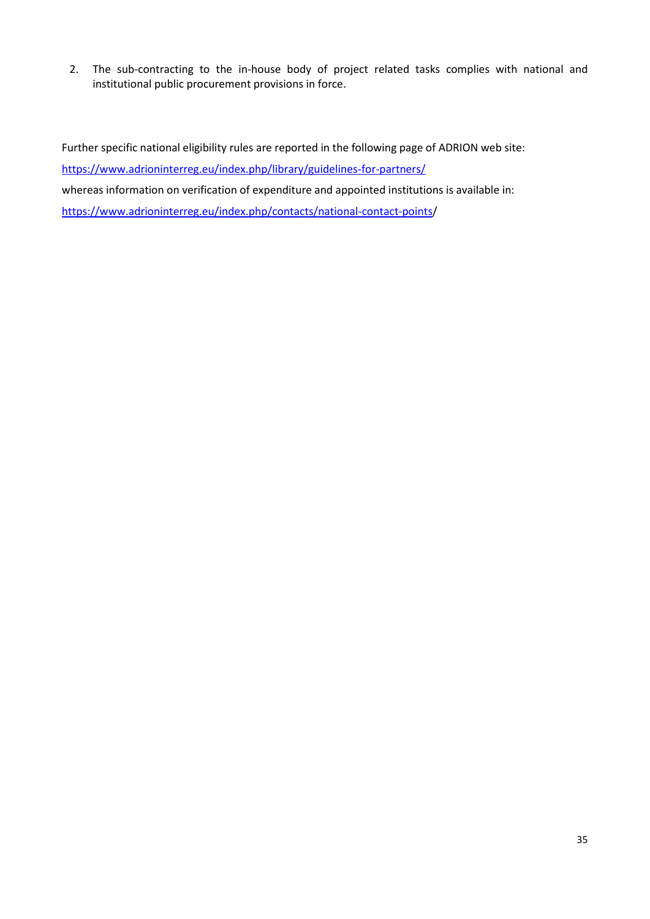2. The sub-contracting to the in-house body of project related tasks complies with national and institutional public procurement provisions in force.

Further specific national eligibility rules are reported in the following page of ADRION web site:

https://www.adrioninterreg.eu/index.php/library/guidelines-for-partners/

whereas information on verification of expenditure and appointed institutions is available in:

https://www.adrioninterreg.eu/index.php/contacts/national-contact-points/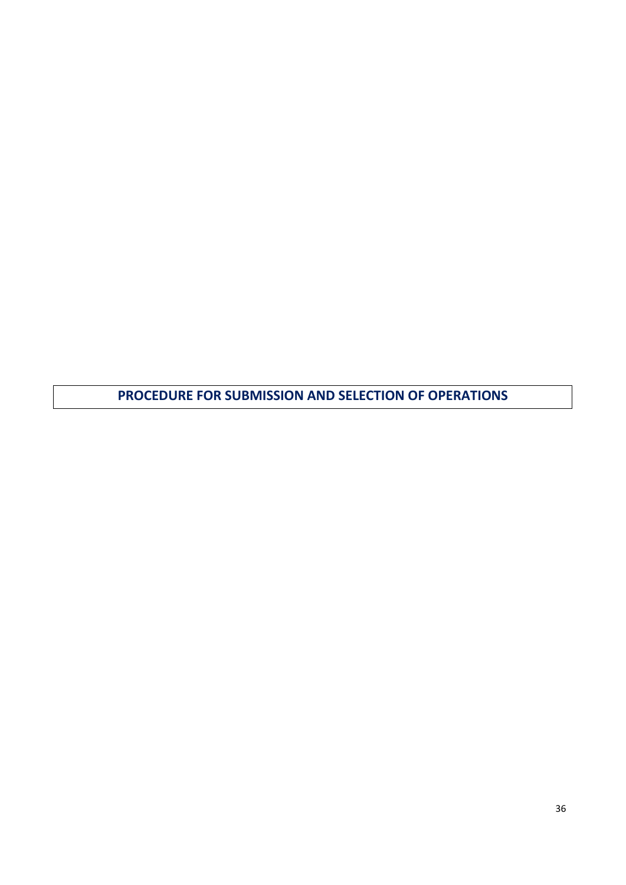# PROCEDURE FOR SUBMISSION AND SELECTION OF OPERATIONS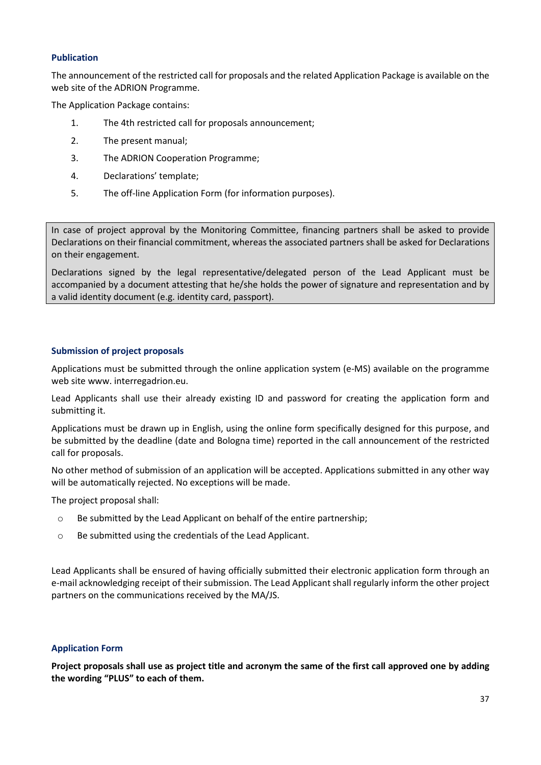### Publication

The announcement of the restricted call for proposals and the related Application Package is available on the web site of the ADRION Programme.

The Application Package contains:

1. The 4th restricted call for proposals announcement;
2. The present manual;
3. The ADRION Cooperation Programme;
4. Declarations' template;
5. The off-line Application Form (for information purposes).

In case of project approval by the Monitoring Committee, financing partners shall be asked to provide Declarations on their financial commitment, whereas the associated partners shall be asked for Declarations on their engagement.

Declarations signed by the legal representative/delegated person of the Lead Applicant must be accompanied by a document attesting that he/she holds the power of signature and representation and by a valid identity document (e.g. identity card, passport).

### Submission of project proposals

Applications must be submitted through the online application system (e-MS) available on the programme web site www. interregadrion.eu.

Lead Applicants shall use their already existing ID and password for creating the application form and submitting it.

Applications must be drawn up in English, using the online form specifically designed for this purpose, and be submitted by the deadline (date and Bologna time) reported in the call announcement of the restricted call for proposals.

No other method of submission of an application will be accepted. Applications submitted in any other way will be automatically rejected. No exceptions will be made.

The project proposal shall:

- Be submitted by the Lead Applicant on behalf of the entire partnership;
- Be submitted using the credentials of the Lead Applicant.

Lead Applicants shall be ensured of having officially submitted their electronic application form through an e-mail acknowledging receipt of their submission. The Lead Applicant shall regularly inform the other project partners on the communications received by the MA/JS.

### Application Form

**Project proposals shall use as project title and acronym the same of the first call approved one by adding the wording "PLUS" to each of them.**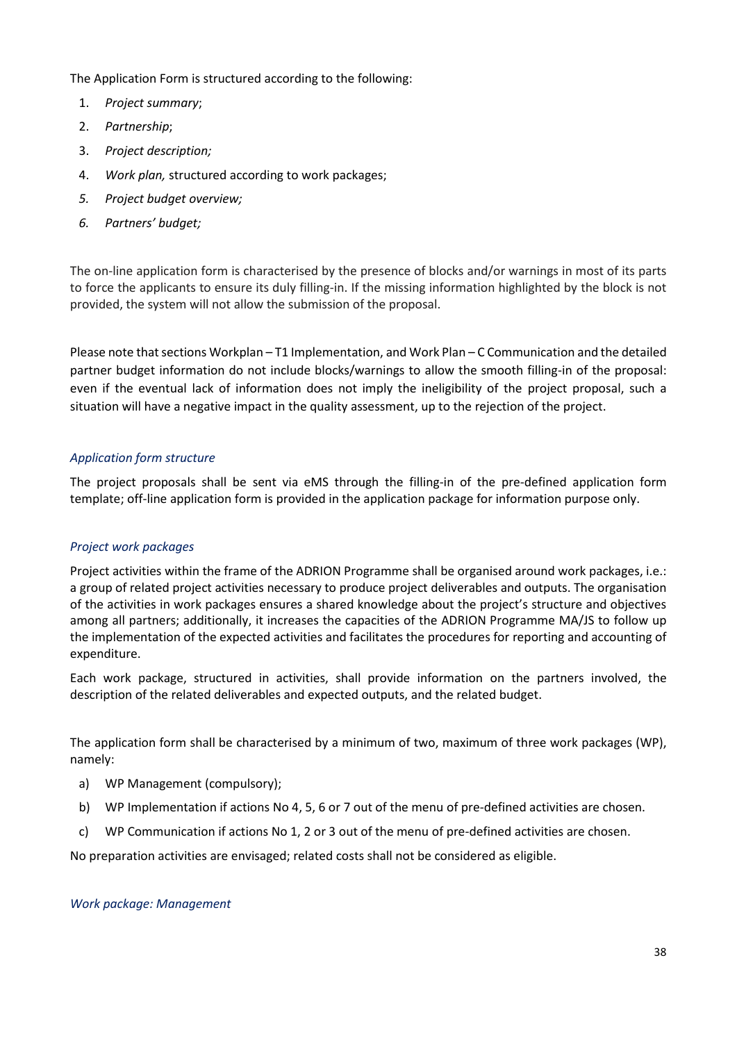The Application Form is structured according to the following:

1. *Project summary*;
2. *Partnership*;
3. *Project description;*
4. *Work plan,* structured according to work packages;
5. *Project budget overview;*
6. *Partners' budget;*

The on-line application form is characterised by the presence of blocks and/or warnings in most of its parts to force the applicants to ensure its duly filling-in. If the missing information highlighted by the block is not provided, the system will not allow the submission of the proposal.

Please note that sections Workplan – T1 Implementation, and Work Plan – C Communication and the detailed partner budget information do not include blocks/warnings to allow the smooth filling-in of the proposal: even if the eventual lack of information does not imply the ineligibility of the project proposal, such a situation will have a negative impact in the quality assessment, up to the rejection of the project.

*Application form structure*

The project proposals shall be sent via eMS through the filling-in of the pre-defined application form template; off-line application form is provided in the application package for information purpose only.

*Project work packages*

Project activities within the frame of the ADRION Programme shall be organised around work packages, i.e.: a group of related project activities necessary to produce project deliverables and outputs. The organisation of the activities in work packages ensures a shared knowledge about the project's structure and objectives among all partners; additionally, it increases the capacities of the ADRION Programme MA/JS to follow up the implementation of the expected activities and facilitates the procedures for reporting and accounting of expenditure.

Each work package, structured in activities, shall provide information on the partners involved, the description of the related deliverables and expected outputs, and the related budget.

The application form shall be characterised by a minimum of two, maximum of three work packages (WP), namely:

a) WP Management (compulsory);
b) WP Implementation if actions No 4, 5, 6 or 7 out of the menu of pre-defined activities are chosen.
c) WP Communication if actions No 1, 2 or 3 out of the menu of pre-defined activities are chosen.

No preparation activities are envisaged; related costs shall not be considered as eligible.

*Work package: Management*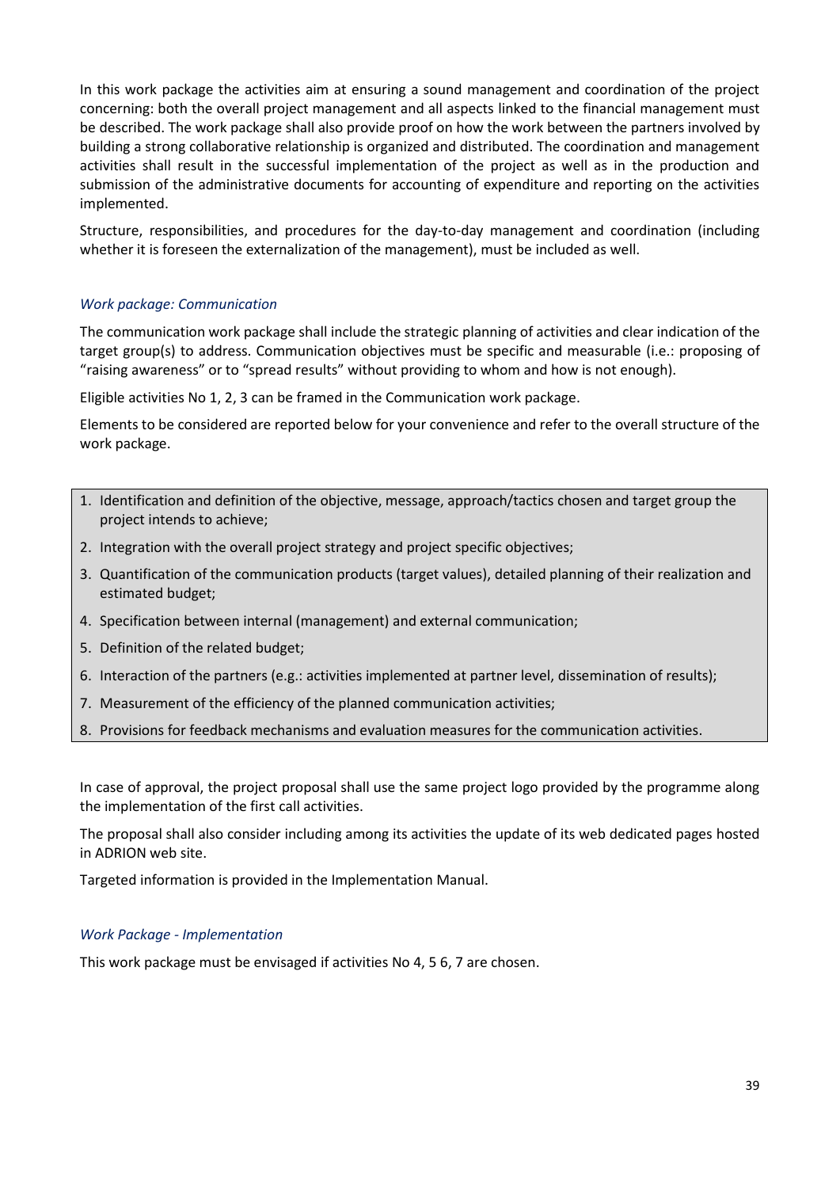In this work package the activities aim at ensuring a sound management and coordination of the project concerning: both the overall project management and all aspects linked to the financial management must be described. The work package shall also provide proof on how the work between the partners involved by building a strong collaborative relationship is organized and distributed. The coordination and management activities shall result in the successful implementation of the project as well as in the production and submission of the administrative documents for accounting of expenditure and reporting on the activities implemented.

Structure, responsibilities, and procedures for the day-to-day management and coordination (including whether it is foreseen the externalization of the management), must be included as well.

*Work package: Communication*

The communication work package shall include the strategic planning of activities and clear indication of the target group(s) to address. Communication objectives must be specific and measurable (i.e.: proposing of "raising awareness" or to "spread results" without providing to whom and how is not enough).

Eligible activities No 1, 2, 3 can be framed in the Communication work package.

Elements to be considered are reported below for your convenience and refer to the overall structure of the work package.

1. Identification and definition of the objective, message, approach/tactics chosen and target group the project intends to achieve;
2. Integration with the overall project strategy and project specific objectives;
3. Quantification of the communication products (target values), detailed planning of their realization and estimated budget;
4. Specification between internal (management) and external communication;
5. Definition of the related budget;
6. Interaction of the partners (e.g.: activities implemented at partner level, dissemination of results);
7. Measurement of the efficiency of the planned communication activities;
8. Provisions for feedback mechanisms and evaluation measures for the communication activities.

In case of approval, the project proposal shall use the same project logo provided by the programme along the implementation of the first call activities.

The proposal shall also consider including among its activities the update of its web dedicated pages hosted in ADRION web site.

Targeted information is provided in the Implementation Manual.

*Work Package - Implementation*

This work package must be envisaged if activities No 4, 5 6, 7 are chosen.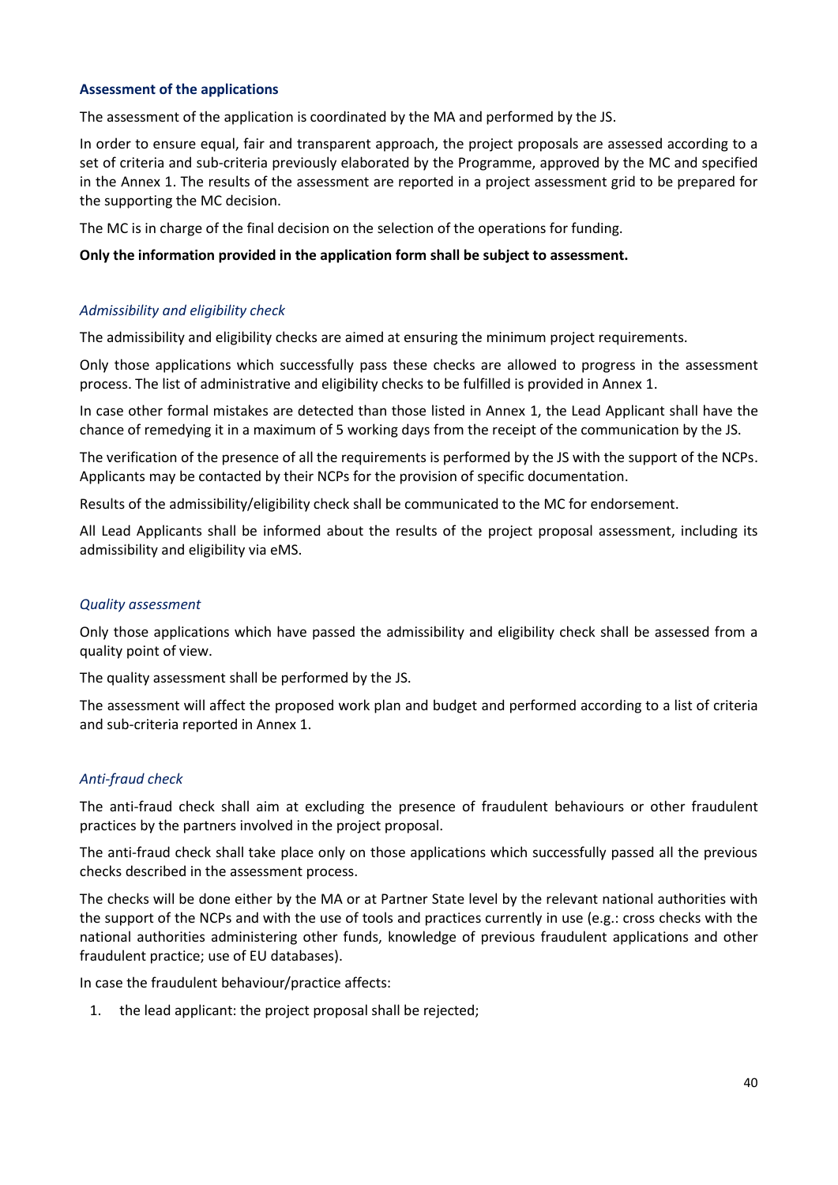### Assessment of the applications

The assessment of the application is coordinated by the MA and performed by the JS.

In order to ensure equal, fair and transparent approach, the project proposals are assessed according to a set of criteria and sub-criteria previously elaborated by the Programme, approved by the MC and specified in the Annex 1. The results of the assessment are reported in a project assessment grid to be prepared for the supporting the MC decision.

The MC is in charge of the final decision on the selection of the operations for funding.

**Only the information provided in the application form shall be subject to assessment.**

#### *Admissibility and eligibility check*

The admissibility and eligibility checks are aimed at ensuring the minimum project requirements.

Only those applications which successfully pass these checks are allowed to progress in the assessment process. The list of administrative and eligibility checks to be fulfilled is provided in Annex 1.

In case other formal mistakes are detected than those listed in Annex 1, the Lead Applicant shall have the chance of remedying it in a maximum of 5 working days from the receipt of the communication by the JS.

The verification of the presence of all the requirements is performed by the JS with the support of the NCPs. Applicants may be contacted by their NCPs for the provision of specific documentation.

Results of the admissibility/eligibility check shall be communicated to the MC for endorsement.

All Lead Applicants shall be informed about the results of the project proposal assessment, including its admissibility and eligibility via eMS.

#### *Quality assessment*

Only those applications which have passed the admissibility and eligibility check shall be assessed from a quality point of view.

The quality assessment shall be performed by the JS.

The assessment will affect the proposed work plan and budget and performed according to a list of criteria and sub-criteria reported in Annex 1.

#### *Anti-fraud check*

The anti-fraud check shall aim at excluding the presence of fraudulent behaviours or other fraudulent practices by the partners involved in the project proposal.

The anti-fraud check shall take place only on those applications which successfully passed all the previous checks described in the assessment process.

The checks will be done either by the MA or at Partner State level by the relevant national authorities with the support of the NCPs and with the use of tools and practices currently in use (e.g.: cross checks with the national authorities administering other funds, knowledge of previous fraudulent applications and other fraudulent practice; use of EU databases).

In case the fraudulent behaviour/practice affects:

1. the lead applicant: the project proposal shall be rejected;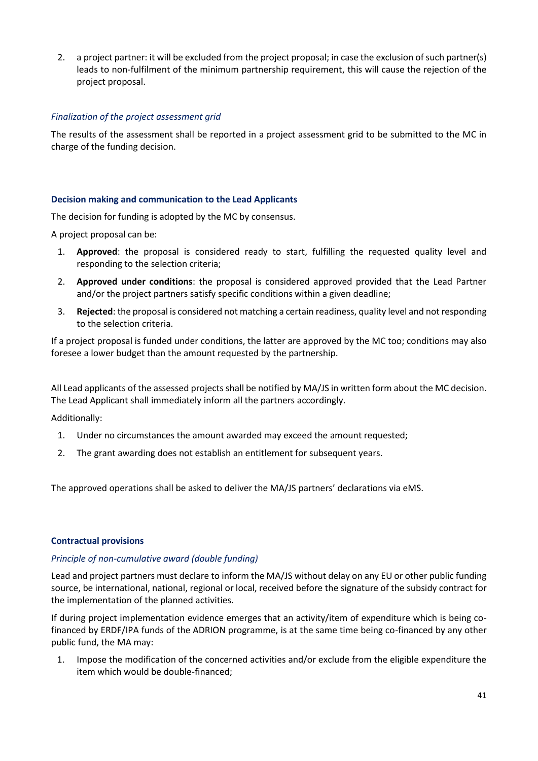2. a project partner: it will be excluded from the project proposal; in case the exclusion of such partner(s) leads to non-fulfilment of the minimum partnership requirement, this will cause the rejection of the project proposal.

*Finalization of the project assessment grid*

The results of the assessment shall be reported in a project assessment grid to be submitted to the MC in charge of the funding decision.

### Decision making and communication to the Lead Applicants

The decision for funding is adopted by the MC by consensus.

A project proposal can be:

1. **Approved**: the proposal is considered ready to start, fulfilling the requested quality level and responding to the selection criteria;
2. **Approved under conditions**: the proposal is considered approved provided that the Lead Partner and/or the project partners satisfy specific conditions within a given deadline;
3. **Rejected**: the proposal is considered not matching a certain readiness, quality level and not responding to the selection criteria.

If a project proposal is funded under conditions, the latter are approved by the MC too; conditions may also foresee a lower budget than the amount requested by the partnership.

All Lead applicants of the assessed projects shall be notified by MA/JS in written form about the MC decision. The Lead Applicant shall immediately inform all the partners accordingly.

Additionally:

1. Under no circumstances the amount awarded may exceed the amount requested;
2. The grant awarding does not establish an entitlement for subsequent years.

The approved operations shall be asked to deliver the MA/JS partners' declarations via eMS.

### Contractual provisions

*Principle of non-cumulative award (double funding)*

Lead and project partners must declare to inform the MA/JS without delay on any EU or other public funding source, be international, national, regional or local, received before the signature of the subsidy contract for the implementation of the planned activities.

If during project implementation evidence emerges that an activity/item of expenditure which is being co-financed by ERDF/IPA funds of the ADRION programme, is at the same time being co-financed by any other public fund, the MA may:

1. Impose the modification of the concerned activities and/or exclude from the eligible expenditure the item which would be double-financed;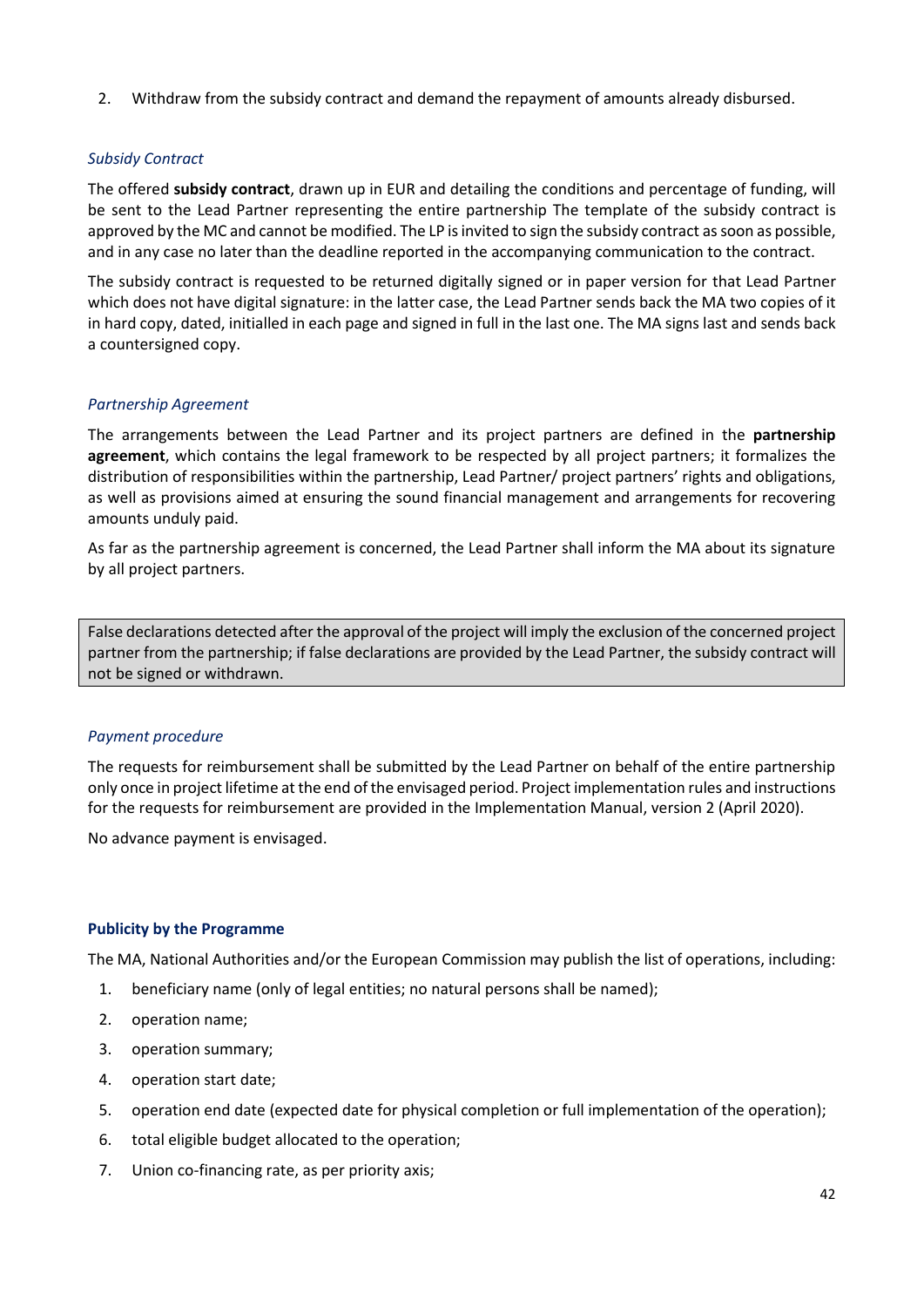2. Withdraw from the subsidy contract and demand the repayment of amounts already disbursed.

*Subsidy Contract*

The offered **subsidy contract**, drawn up in EUR and detailing the conditions and percentage of funding, will be sent to the Lead Partner representing the entire partnership The template of the subsidy contract is approved by the MC and cannot be modified. The LP is invited to sign the subsidy contract as soon as possible, and in any case no later than the deadline reported in the accompanying communication to the contract.

The subsidy contract is requested to be returned digitally signed or in paper version for that Lead Partner which does not have digital signature: in the latter case, the Lead Partner sends back the MA two copies of it in hard copy, dated, initialled in each page and signed in full in the last one. The MA signs last and sends back a countersigned copy.

*Partnership Agreement*

The arrangements between the Lead Partner and its project partners are defined in the **partnership agreement**, which contains the legal framework to be respected by all project partners; it formalizes the distribution of responsibilities within the partnership, Lead Partner/ project partners' rights and obligations, as well as provisions aimed at ensuring the sound financial management and arrangements for recovering amounts unduly paid.

As far as the partnership agreement is concerned, the Lead Partner shall inform the MA about its signature by all project partners.

> False declarations detected after the approval of the project will imply the exclusion of the concerned project partner from the partnership; if false declarations are provided by the Lead Partner, the subsidy contract will not be signed or withdrawn.

*Payment procedure*

The requests for reimbursement shall be submitted by the Lead Partner on behalf of the entire partnership only once in project lifetime at the end of the envisaged period. Project implementation rules and instructions for the requests for reimbursement are provided in the Implementation Manual, version 2 (April 2020).

No advance payment is envisaged.

**Publicity by the Programme**

The MA, National Authorities and/or the European Commission may publish the list of operations, including:

1. beneficiary name (only of legal entities; no natural persons shall be named);
2. operation name;
3. operation summary;
4. operation start date;
5. operation end date (expected date for physical completion or full implementation of the operation);
6. total eligible budget allocated to the operation;
7. Union co-financing rate, as per priority axis;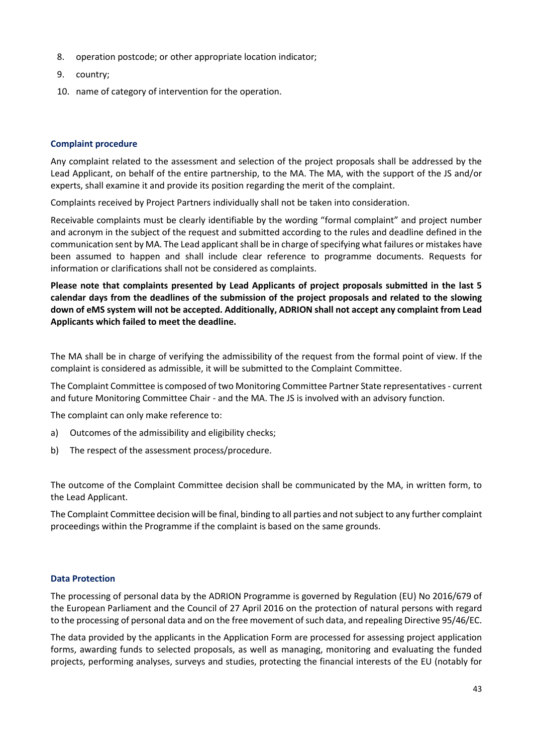8. operation postcode; or other appropriate location indicator;
9. country;
10. name of category of intervention for the operation.

### Complaint procedure

Any complaint related to the assessment and selection of the project proposals shall be addressed by the Lead Applicant, on behalf of the entire partnership, to the MA. The MA, with the support of the JS and/or experts, shall examine it and provide its position regarding the merit of the complaint.

Complaints received by Project Partners individually shall not be taken into consideration.

Receivable complaints must be clearly identifiable by the wording "formal complaint" and project number and acronym in the subject of the request and submitted according to the rules and deadline defined in the communication sent by MA. The Lead applicant shall be in charge of specifying what failures or mistakes have been assumed to happen and shall include clear reference to programme documents. Requests for information or clarifications shall not be considered as complaints.

**Please note that complaints presented by Lead Applicants of project proposals submitted in the last 5 calendar days from the deadlines of the submission of the project proposals and related to the slowing down of eMS system will not be accepted. Additionally, ADRION shall not accept any complaint from Lead Applicants which failed to meet the deadline.**

The MA shall be in charge of verifying the admissibility of the request from the formal point of view. If the complaint is considered as admissible, it will be submitted to the Complaint Committee.

The Complaint Committee is composed of two Monitoring Committee Partner State representatives - current and future Monitoring Committee Chair - and the MA. The JS is involved with an advisory function.

The complaint can only make reference to:

a) Outcomes of the admissibility and eligibility checks;
b) The respect of the assessment process/procedure.

The outcome of the Complaint Committee decision shall be communicated by the MA, in written form, to the Lead Applicant.

The Complaint Committee decision will be final, binding to all parties and not subject to any further complaint proceedings within the Programme if the complaint is based on the same grounds.

### Data Protection

The processing of personal data by the ADRION Programme is governed by Regulation (EU) No 2016/679 of the European Parliament and the Council of 27 April 2016 on the protection of natural persons with regard to the processing of personal data and on the free movement of such data, and repealing Directive 95/46/EC.

The data provided by the applicants in the Application Form are processed for assessing project application forms, awarding funds to selected proposals, as well as managing, monitoring and evaluating the funded projects, performing analyses, surveys and studies, protecting the financial interests of the EU (notably for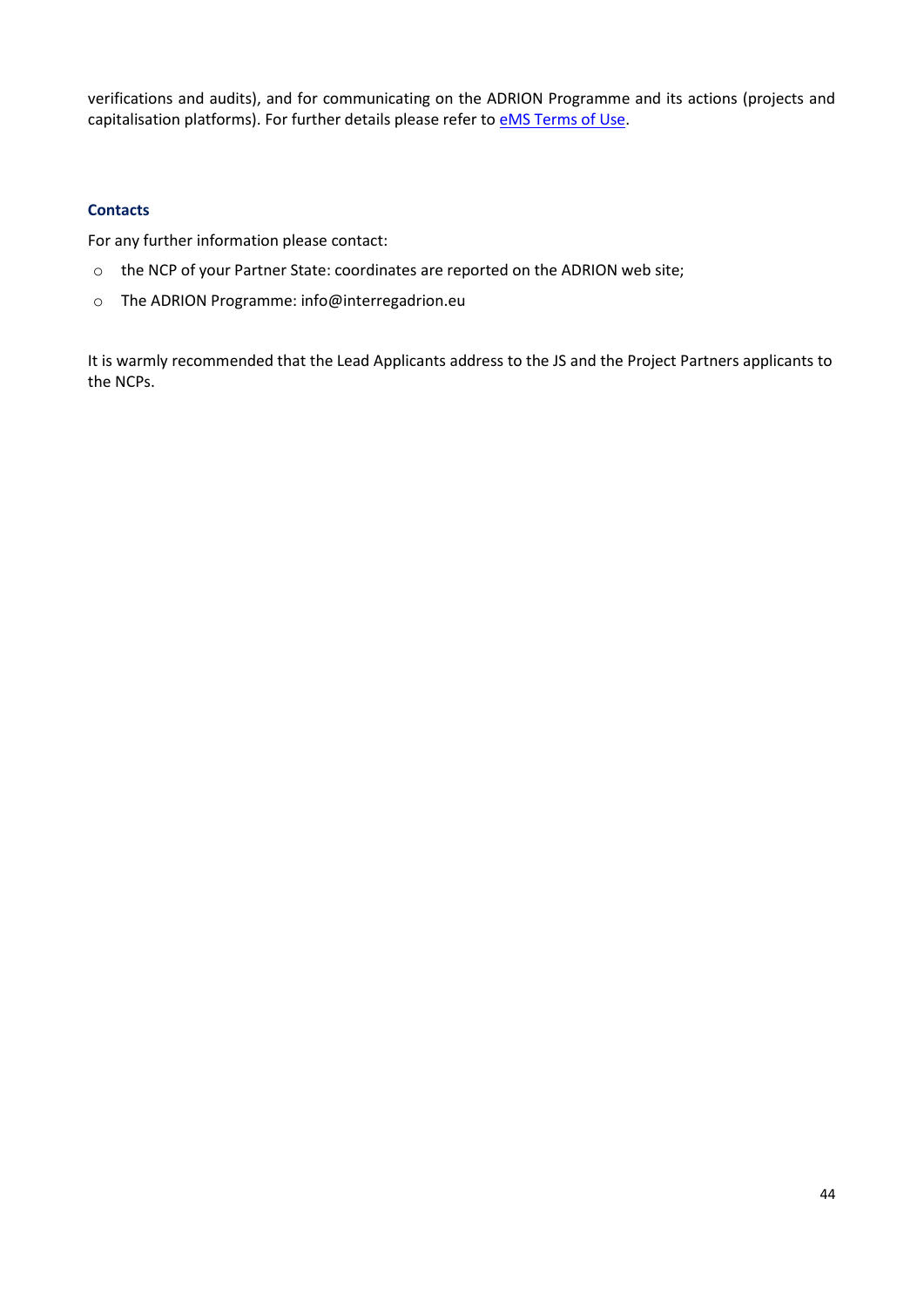verifications and audits), and for communicating on the ADRION Programme and its actions (projects and capitalisation platforms). For further details please refer to eMS Terms of Use.

### Contacts

For any further information please contact:

- the NCP of your Partner State: coordinates are reported on the ADRION web site;
- The ADRION Programme: info@interregadrion.eu

It is warmly recommended that the Lead Applicants address to the JS and the Project Partners applicants to the NCPs.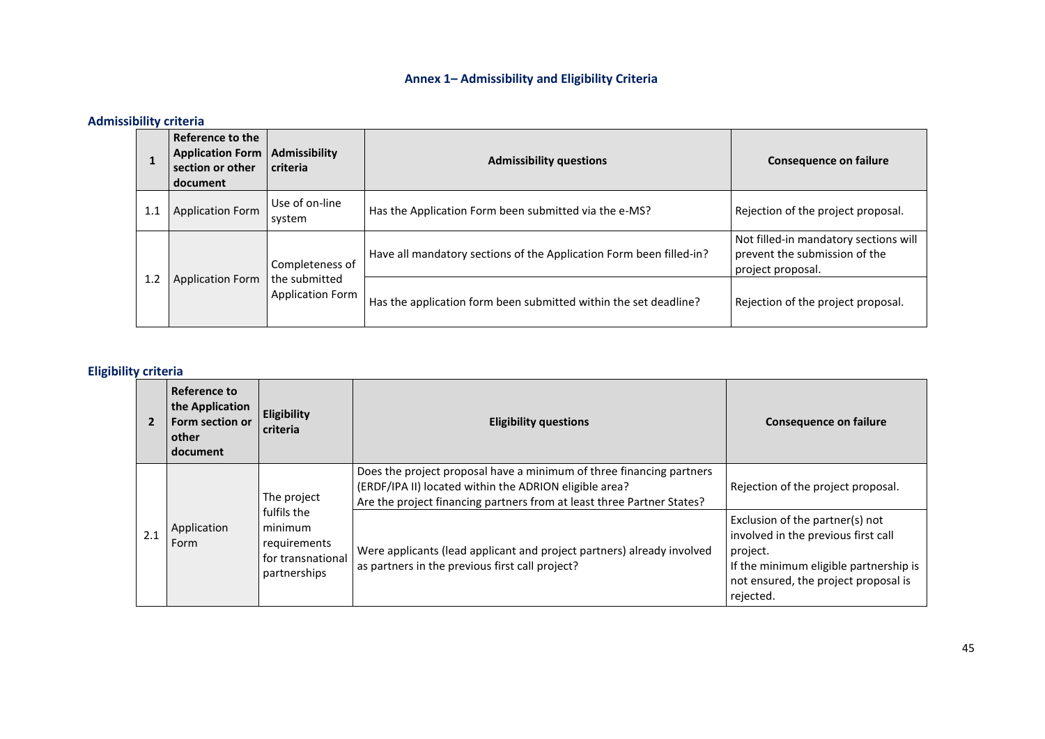## Annex 1– Admissibility and Eligibility Criteria

### Admissibility criteria

| 1 | Reference to the Application Form section or other document | Admissibility criteria | Admissibility questions | Consequence on failure |
|---|---|---|---|---|
| 1.1 | Application Form | Use of on-line system | Has the Application Form been submitted via the e-MS? | Rejection of the project proposal. |
| 1.2 | Application Form | Completeness of the submitted Application Form | Have all mandatory sections of the Application Form been filled-in? | Not filled-in mandatory sections will prevent the submission of the project proposal. |
| | | | Has the application form been submitted within the set deadline? | Rejection of the project proposal. |

### Eligibility criteria

| 2 | Reference to the Application Form section or other document | Eligibility criteria | Eligibility questions | Consequence on failure |
|---|---|---|---|---|
| 2.1 | Application Form | The project fulfils the minimum requirements for transnational partnerships | Does the project proposal have a minimum of three financing partners (ERDF/IPA II) located within the ADRION eligible area?<br>Are the project financing partners from at least three Partner States? | Rejection of the project proposal. |
| | | | Were applicants (lead applicant and project partners) already involved as partners in the previous first call project? | Exclusion of the partner(s) not involved in the previous first call project.<br>If the minimum eligible partnership is not ensured, the project proposal is rejected. |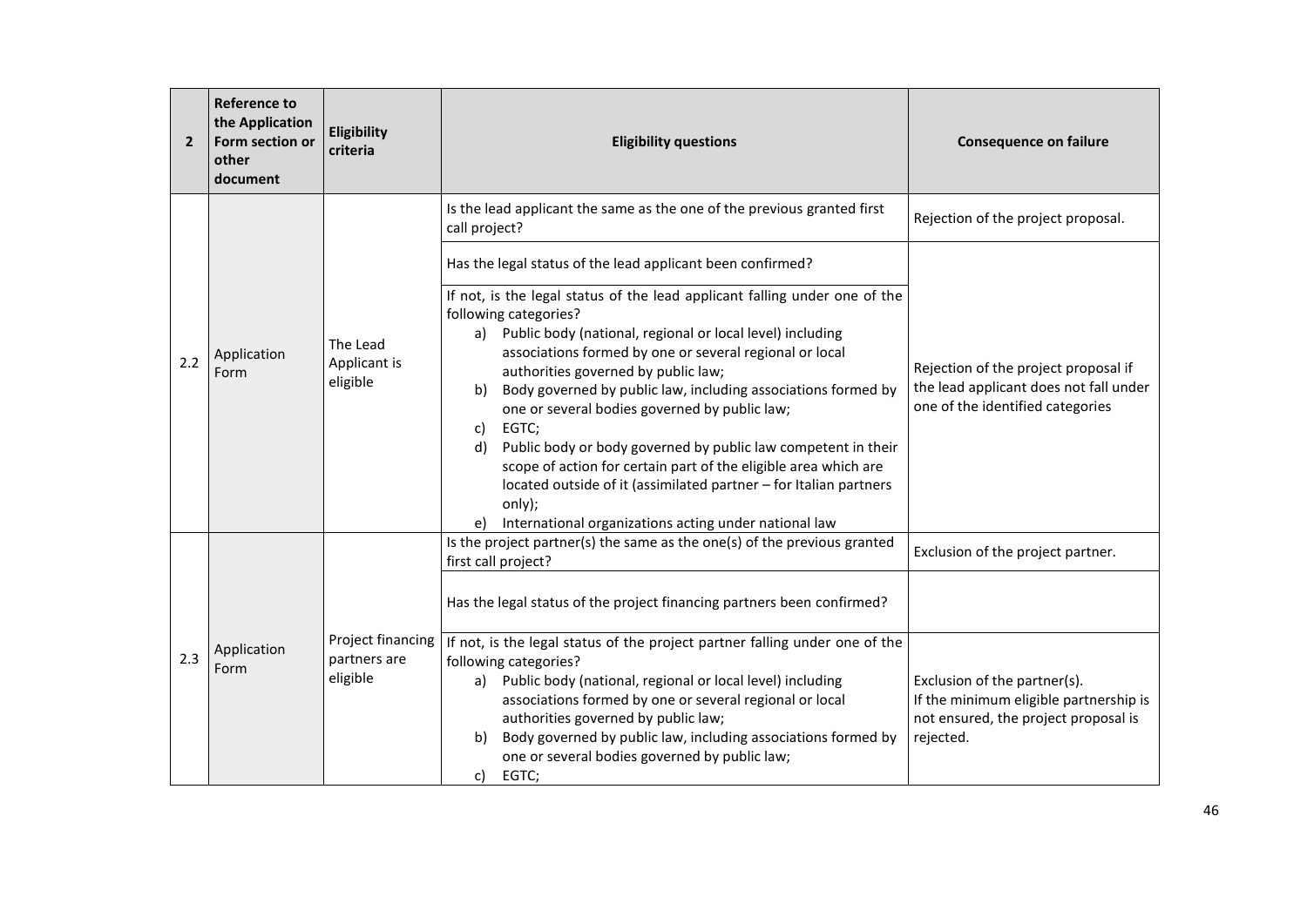| 2 | Reference to the Application Form section or other document | Eligibility criteria | Eligibility questions | Consequence on failure |
|---|---|---|---|---|
| 2.2 | Application Form | The Lead Applicant is eligible | Is the lead applicant the same as the one of the previous granted first call project? | Rejection of the project proposal. |
| | | | Has the legal status of the lead applicant been confirmed?<br><br>If not, is the legal status of the lead applicant falling under one of the following categories?<br>a) Public body (national, regional or local level) including associations formed by one or several regional or local authorities governed by public law;<br>b) Body governed by public law, including associations formed by one or several bodies governed by public law;<br>c) EGTC;<br>d) Public body or body governed by public law competent in their scope of action for certain part of the eligible area which are located outside of it (assimilated partner – for Italian partners only);<br>e) International organizations acting under national law | Rejection of the project proposal if the lead applicant does not fall under one of the identified categories |
| 2.3 | Application Form | Project financing partners are eligible | Is the project partner(s) the same as the one(s) of the previous granted first call project? | Exclusion of the project partner. |
| | | | Has the legal status of the project financing partners been confirmed? | |
| | | | If not, is the legal status of the project partner falling under one of the following categories?<br>a) Public body (national, regional or local level) including associations formed by one or several regional or local authorities governed by public law;<br>b) Body governed by public law, including associations formed by one or several bodies governed by public law;<br>c) EGTC; | Exclusion of the partner(s).<br>If the minimum eligible partnership is not ensured, the project proposal is rejected. |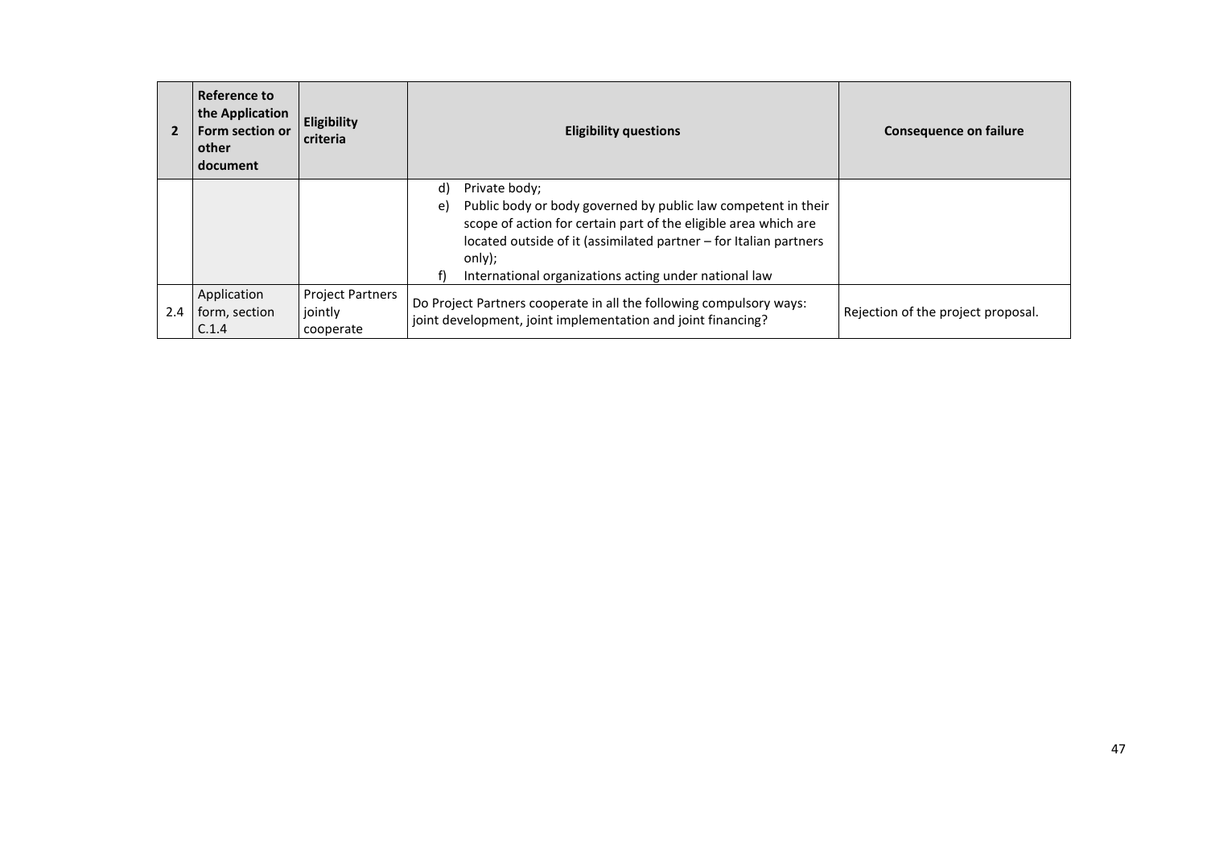| 2 | Reference to the Application Form section or other document | Eligibility criteria | Eligibility questions | Consequence on failure |
|---|---|---|---|---|
| | | | d) Private body;<br>e) Public body or body governed by public law competent in their scope of action for certain part of the eligible area which are located outside of it (assimilated partner – for Italian partners only);<br>f) International organizations acting under national law | |
| 2.4 | Application form, section C.1.4 | Project Partners jointly cooperate | Do Project Partners cooperate in all the following compulsory ways: joint development, joint implementation and joint financing? | Rejection of the project proposal. |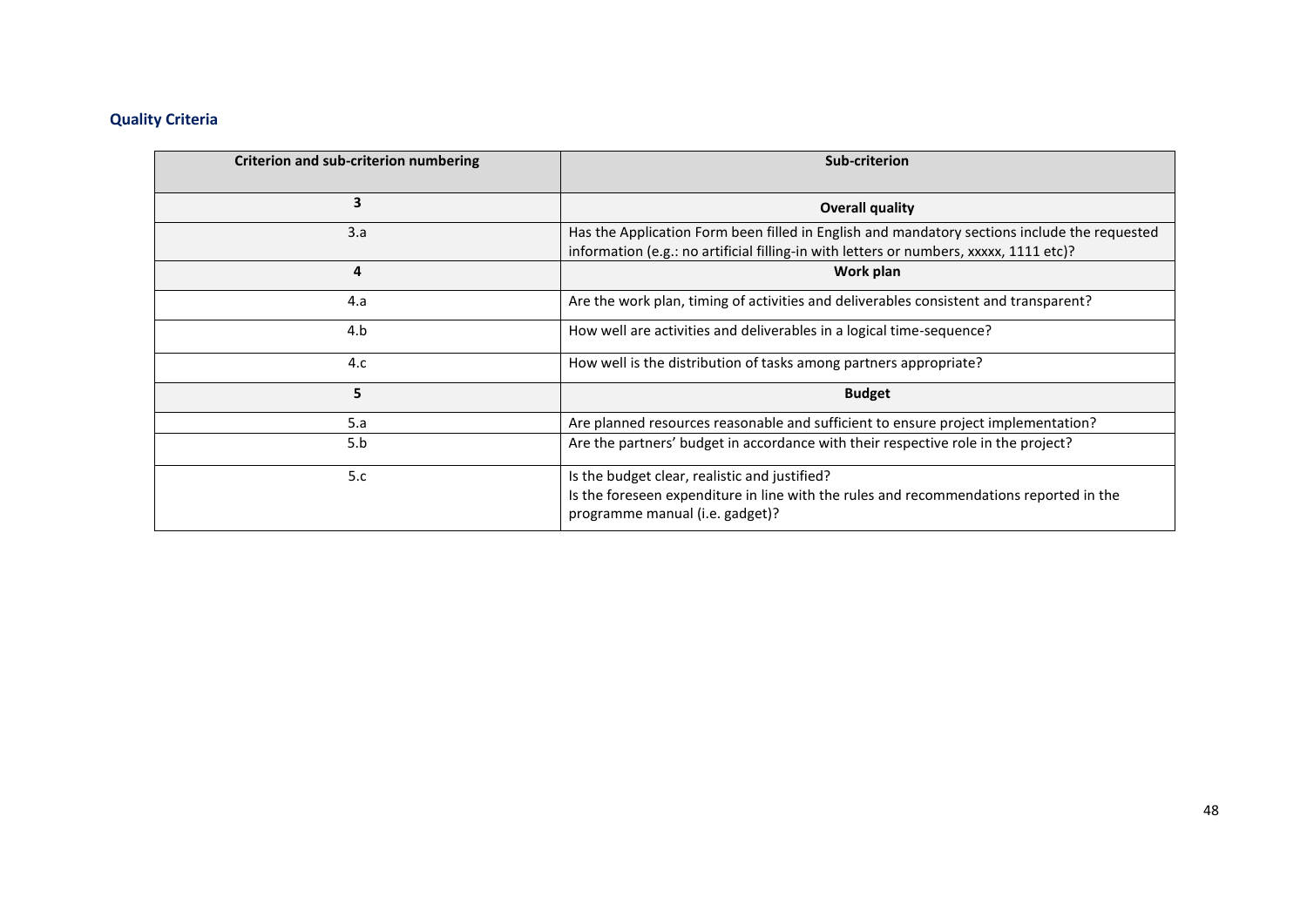## Quality Criteria

| Criterion and sub-criterion numbering | Sub-criterion |
|---|---|
| **3** | **Overall quality** |
| 3.a | Has the Application Form been filled in English and mandatory sections include the requested information (e.g.: no artificial filling-in with letters or numbers, xxxxx, 1111 etc)? |
| **4** | **Work plan** |
| 4.a | Are the work plan, timing of activities and deliverables consistent and transparent? |
| 4.b | How well are activities and deliverables in a logical time-sequence? |
| 4.c | How well is the distribution of tasks among partners appropriate? |
| **5** | **Budget** |
| 5.a | Are planned resources reasonable and sufficient to ensure project implementation? |
| 5.b | Are the partners' budget in accordance with their respective role in the project? |
| 5.c | Is the budget clear, realistic and justified?<br>Is the foreseen expenditure in line with the rules and recommendations reported in the programme manual (i.e. gadget)? |